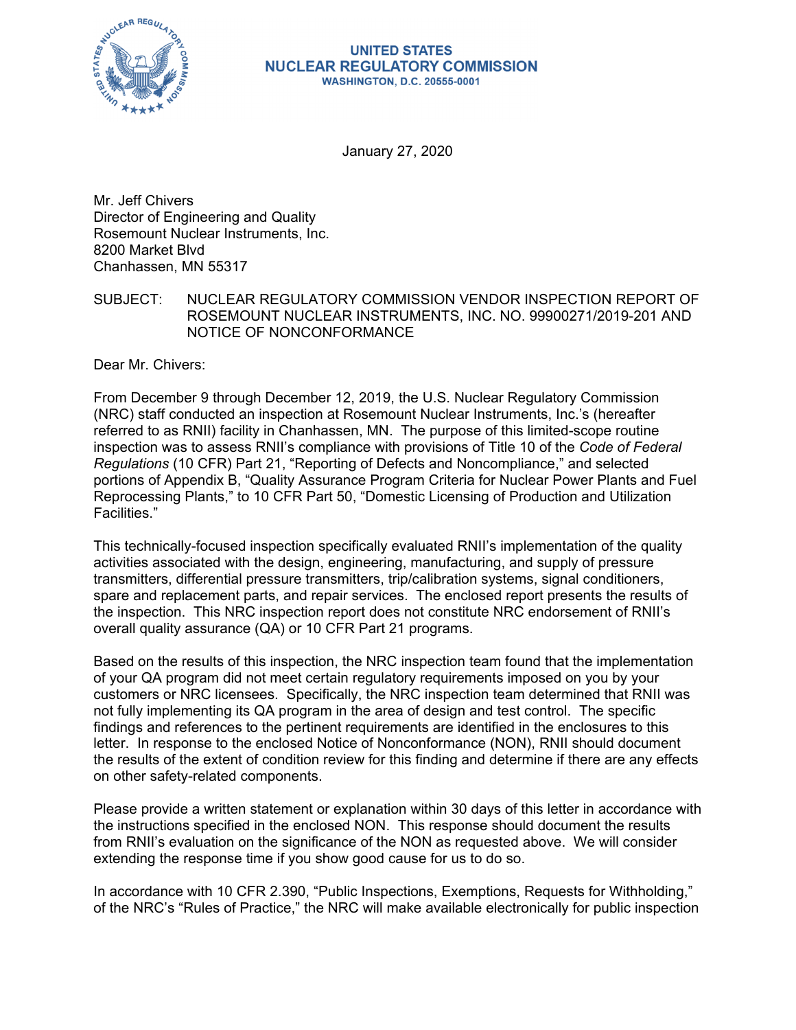**UNITED STATES**
**NUCLEAR REGULATORY COMMISSION**
**WASHINGTON, D.C. 20555-0001**

January 27, 2020

Mr. Jeff Chivers
Director of Engineering and Quality
Rosemount Nuclear Instruments, Inc.
8200 Market Blvd
Chanhassen, MN 55317

SUBJECT: NUCLEAR REGULATORY COMMISSION VENDOR INSPECTION REPORT OF ROSEMOUNT NUCLEAR INSTRUMENTS, INC. NO. 99900271/2019-201 AND NOTICE OF NONCONFORMANCE

Dear Mr. Chivers:

From December 9 through December 12, 2019, the U.S. Nuclear Regulatory Commission (NRC) staff conducted an inspection at Rosemount Nuclear Instruments, Inc.'s (hereafter referred to as RNII) facility in Chanhassen, MN. The purpose of this limited-scope routine inspection was to assess RNII's compliance with provisions of Title 10 of the *Code of Federal Regulations* (10 CFR) Part 21, "Reporting of Defects and Noncompliance," and selected portions of Appendix B, "Quality Assurance Program Criteria for Nuclear Power Plants and Fuel Reprocessing Plants," to 10 CFR Part 50, "Domestic Licensing of Production and Utilization Facilities."

This technically-focused inspection specifically evaluated RNII's implementation of the quality activities associated with the design, engineering, manufacturing, and supply of pressure transmitters, differential pressure transmitters, trip/calibration systems, signal conditioners, spare and replacement parts, and repair services. The enclosed report presents the results of the inspection. This NRC inspection report does not constitute NRC endorsement of RNII's overall quality assurance (QA) or 10 CFR Part 21 programs.

Based on the results of this inspection, the NRC inspection team found that the implementation of your QA program did not meet certain regulatory requirements imposed on you by your customers or NRC licensees. Specifically, the NRC inspection team determined that RNII was not fully implementing its QA program in the area of design and test control. The specific findings and references to the pertinent requirements are identified in the enclosures to this letter. In response to the enclosed Notice of Nonconformance (NON), RNII should document the results of the extent of condition review for this finding and determine if there are any effects on other safety-related components.

Please provide a written statement or explanation within 30 days of this letter in accordance with the instructions specified in the enclosed NON. This response should document the results from RNII's evaluation on the significance of the NON as requested above. We will consider extending the response time if you show good cause for us to do so.

In accordance with 10 CFR 2.390, "Public Inspections, Exemptions, Requests for Withholding," of the NRC's "Rules of Practice," the NRC will make available electronically for public inspection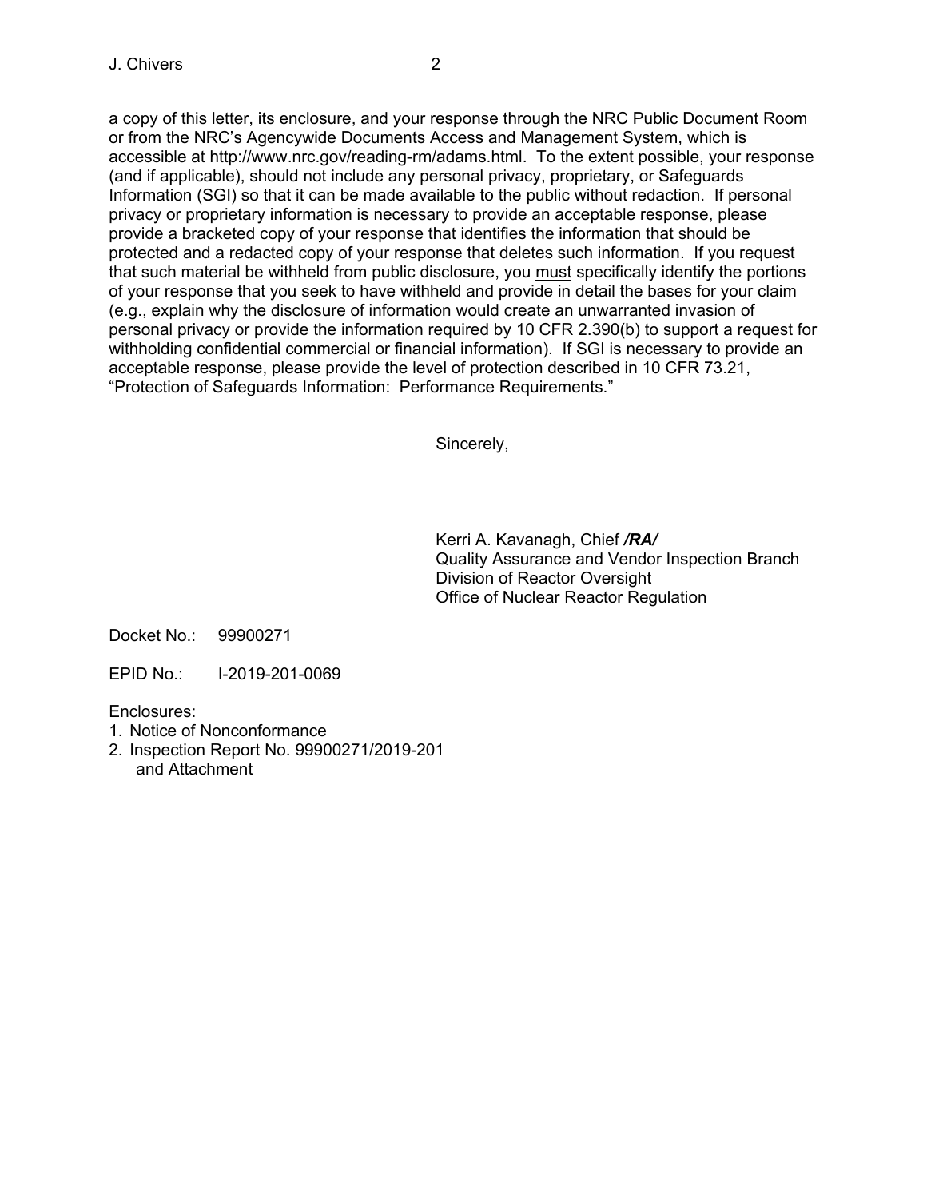a copy of this letter, its enclosure, and your response through the NRC Public Document Room or from the NRC's Agencywide Documents Access and Management System, which is accessible at http://www.nrc.gov/reading-rm/adams.html. To the extent possible, your response (and if applicable), should not include any personal privacy, proprietary, or Safeguards Information (SGI) so that it can be made available to the public without redaction. If personal privacy or proprietary information is necessary to provide an acceptable response, please provide a bracketed copy of your response that identifies the information that should be protected and a redacted copy of your response that deletes such information. If you request that such material be withheld from public disclosure, you must specifically identify the portions of your response that you seek to have withheld and provide in detail the bases for your claim (e.g., explain why the disclosure of information would create an unwarranted invasion of personal privacy or provide the information required by 10 CFR 2.390(b) to support a request for withholding confidential commercial or financial information). If SGI is necessary to provide an acceptable response, please provide the level of protection described in 10 CFR 73.21, "Protection of Safeguards Information: Performance Requirements."

Sincerely,

Kerri A. Kavanagh, Chief ***/RA/***
Quality Assurance and Vendor Inspection Branch
Division of Reactor Oversight
Office of Nuclear Reactor Regulation

Docket No.: 99900271

EPID No.: I-2019-201-0069

Enclosures:
1. Notice of Nonconformance
2. Inspection Report No. 99900271/2019-201 and Attachment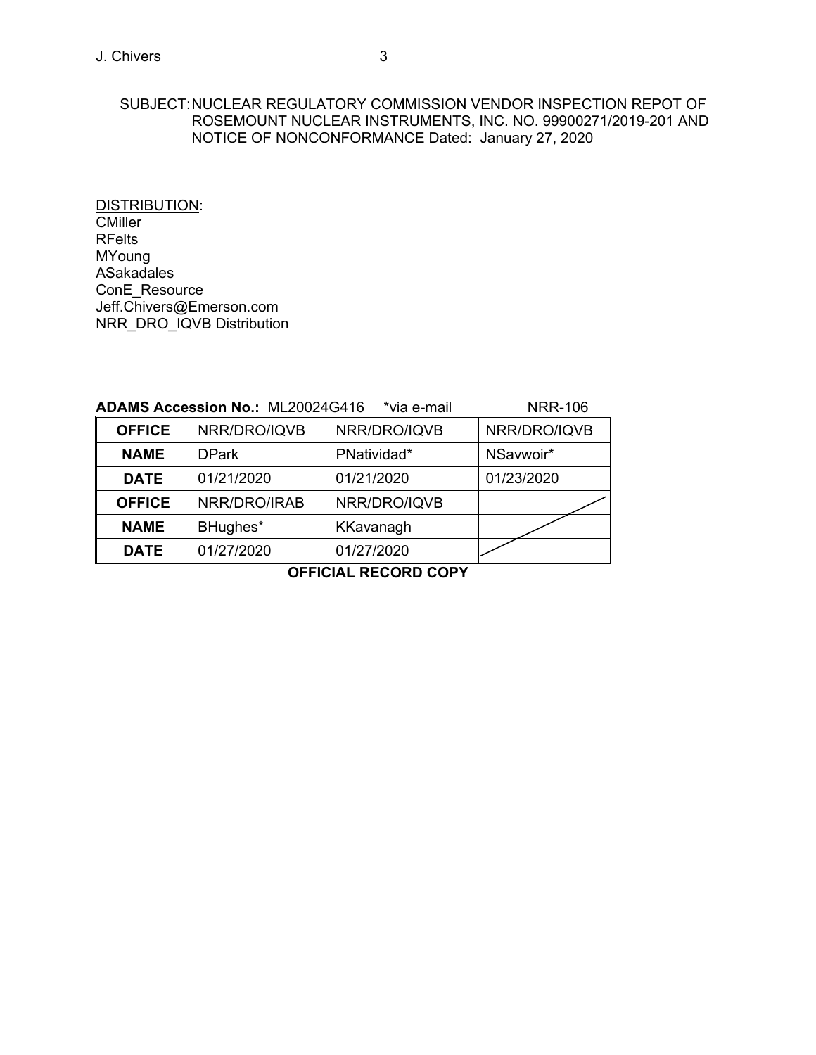SUBJECT: NUCLEAR REGULATORY COMMISSION VENDOR INSPECTION REPOT OF ROSEMOUNT NUCLEAR INSTRUMENTS, INC. NO. 99900271/2019-201 AND NOTICE OF NONCONFORMANCE Dated: January 27, 2020

DISTRIBUTION:
CMiller
RFelts
MYoung
ASakadales
ConE_Resource
Jeff.Chivers@Emerson.com
NRR_DRO_IQVB Distribution

**ADAMS Accession No.:** ML20024G416 *via e-mail NRR-106

| **OFFICE** | NRR/DRO/IQVB | NRR/DRO/IQVB | NRR/DRO/IQVB |
|---|---|---|---|
| **NAME** | DPark | PNatividad* | NSavwoir* |
| **DATE** | 01/21/2020 | 01/21/2020 | 01/23/2020 |
| **OFFICE** | NRR/DRO/IRAB | NRR/DRO/IQVB | |
| **NAME** | BHughes* | KKavanagh | |
| **DATE** | 01/27/2020 | 01/27/2020 | |

**OFFICIAL RECORD COPY**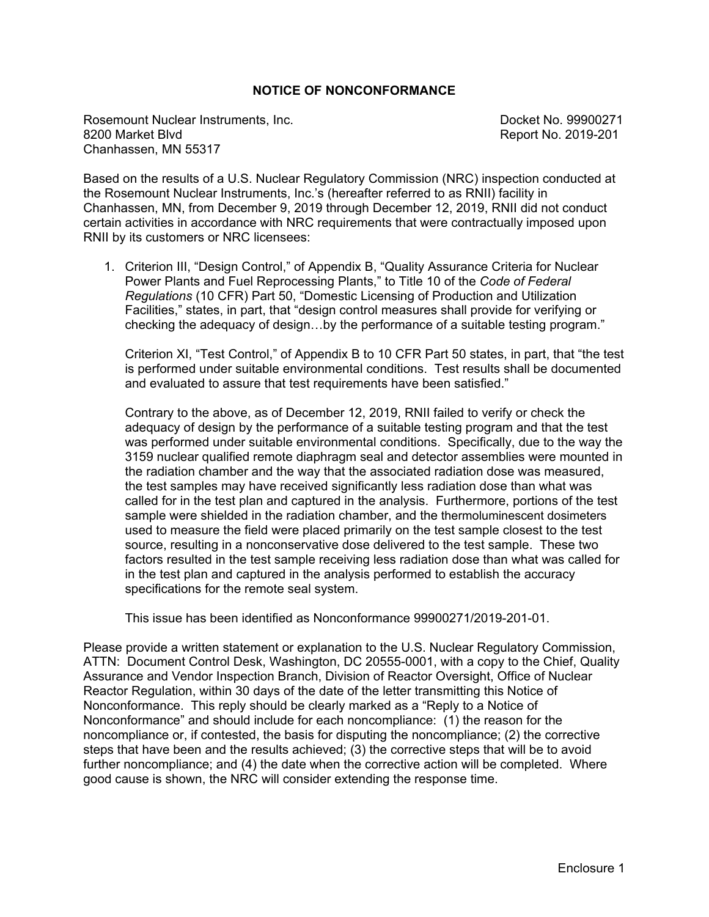# NOTICE OF NONCONFORMANCE

Rosemount Nuclear Instruments, Inc.
8200 Market Blvd
Chanhassen, MN 55317

Docket No. 99900271
Report No. 2019-201

Based on the results of a U.S. Nuclear Regulatory Commission (NRC) inspection conducted at the Rosemount Nuclear Instruments, Inc.'s (hereafter referred to as RNII) facility in Chanhassen, MN, from December 9, 2019 through December 12, 2019, RNII did not conduct certain activities in accordance with NRC requirements that were contractually imposed upon RNII by its customers or NRC licensees:

1. Criterion III, "Design Control," of Appendix B, "Quality Assurance Criteria for Nuclear Power Plants and Fuel Reprocessing Plants," to Title 10 of the *Code of Federal Regulations* (10 CFR) Part 50, "Domestic Licensing of Production and Utilization Facilities," states, in part, that "design control measures shall provide for verifying or checking the adequacy of design…by the performance of a suitable testing program."

   Criterion XI, "Test Control," of Appendix B to 10 CFR Part 50 states, in part, that "the test is performed under suitable environmental conditions. Test results shall be documented and evaluated to assure that test requirements have been satisfied."

   Contrary to the above, as of December 12, 2019, RNII failed to verify or check the adequacy of design by the performance of a suitable testing program and that the test was performed under suitable environmental conditions. Specifically, due to the way the 3159 nuclear qualified remote diaphragm seal and detector assemblies were mounted in the radiation chamber and the way that the associated radiation dose was measured, the test samples may have received significantly less radiation dose than what was called for in the test plan and captured in the analysis. Furthermore, portions of the test sample were shielded in the radiation chamber, and the thermoluminescent dosimeters used to measure the field were placed primarily on the test sample closest to the test source, resulting in a nonconservative dose delivered to the test sample. These two factors resulted in the test sample receiving less radiation dose than what was called for in the test plan and captured in the analysis performed to establish the accuracy specifications for the remote seal system.

   This issue has been identified as Nonconformance 99900271/2019-201-01.

Please provide a written statement or explanation to the U.S. Nuclear Regulatory Commission, ATTN: Document Control Desk, Washington, DC 20555-0001, with a copy to the Chief, Quality Assurance and Vendor Inspection Branch, Division of Reactor Oversight, Office of Nuclear Reactor Regulation, within 30 days of the date of the letter transmitting this Notice of Nonconformance. This reply should be clearly marked as a "Reply to a Notice of Nonconformance" and should include for each noncompliance: (1) the reason for the noncompliance or, if contested, the basis for disputing the noncompliance; (2) the corrective steps that have been and the results achieved; (3) the corrective steps that will be to avoid further noncompliance; and (4) the date when the corrective action will be completed. Where good cause is shown, the NRC will consider extending the response time.

Enclosure 1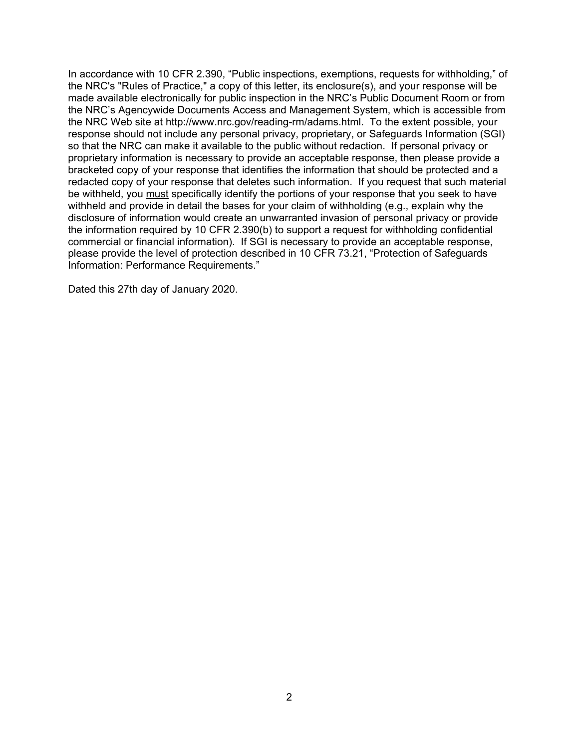In accordance with 10 CFR 2.390, “Public inspections, exemptions, requests for withholding,” of the NRC's "Rules of Practice," a copy of this letter, its enclosure(s), and your response will be made available electronically for public inspection in the NRC’s Public Document Room or from the NRC’s Agencywide Documents Access and Management System, which is accessible from the NRC Web site at http://www.nrc.gov/reading-rm/adams.html. To the extent possible, your response should not include any personal privacy, proprietary, or Safeguards Information (SGI) so that the NRC can make it available to the public without redaction. If personal privacy or proprietary information is necessary to provide an acceptable response, then please provide a bracketed copy of your response that identifies the information that should be protected and a redacted copy of your response that deletes such information. If you request that such material be withheld, you must specifically identify the portions of your response that you seek to have withheld and provide in detail the bases for your claim of withholding (e.g., explain why the disclosure of information would create an unwarranted invasion of personal privacy or provide the information required by 10 CFR 2.390(b) to support a request for withholding confidential commercial or financial information). If SGI is necessary to provide an acceptable response, please provide the level of protection described in 10 CFR 73.21, “Protection of Safeguards Information: Performance Requirements.”

Dated this 27th day of January 2020.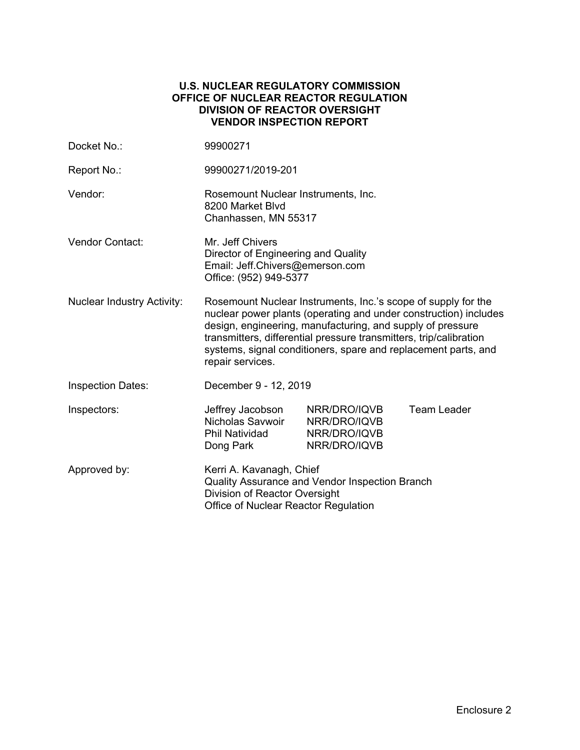**U.S. NUCLEAR REGULATORY COMMISSION**
**OFFICE OF NUCLEAR REACTOR REGULATION**
**DIVISION OF REACTOR OVERSIGHT**
**VENDOR INSPECTION REPORT**

| | | | |
|---|---|---|---|
| Docket No.: | 99900271 | | |
| Report No.: | 99900271/2019-201 | | |
| Vendor: | Rosemount Nuclear Instruments, Inc.<br>8200 Market Blvd<br>Chanhassen, MN 55317 | | |
| Vendor Contact: | Mr. Jeff Chivers<br>Director of Engineering and Quality<br>Email: Jeff.Chivers@emerson.com<br>Office: (952) 949-5377 | | |
| Nuclear Industry Activity: | Rosemount Nuclear Instruments, Inc.'s scope of supply for the nuclear power plants (operating and under construction) includes design, engineering, manufacturing, and supply of pressure transmitters, differential pressure transmitters, trip/calibration systems, signal conditioners, spare and replacement parts, and repair services. | | |
| Inspection Dates: | December 9 - 12, 2019 | | |
| Inspectors: | Jeffrey Jacobson | NRR/DRO/IQVB | Team Leader |
| | Nicholas Savwoir | NRR/DRO/IQVB | |
| | Phil Natividad | NRR/DRO/IQVB | |
| | Dong Park | NRR/DRO/IQVB | |
| Approved by: | Kerri A. Kavanagh, Chief<br>Quality Assurance and Vendor Inspection Branch<br>Division of Reactor Oversight<br>Office of Nuclear Reactor Regulation | | |

Enclosure 2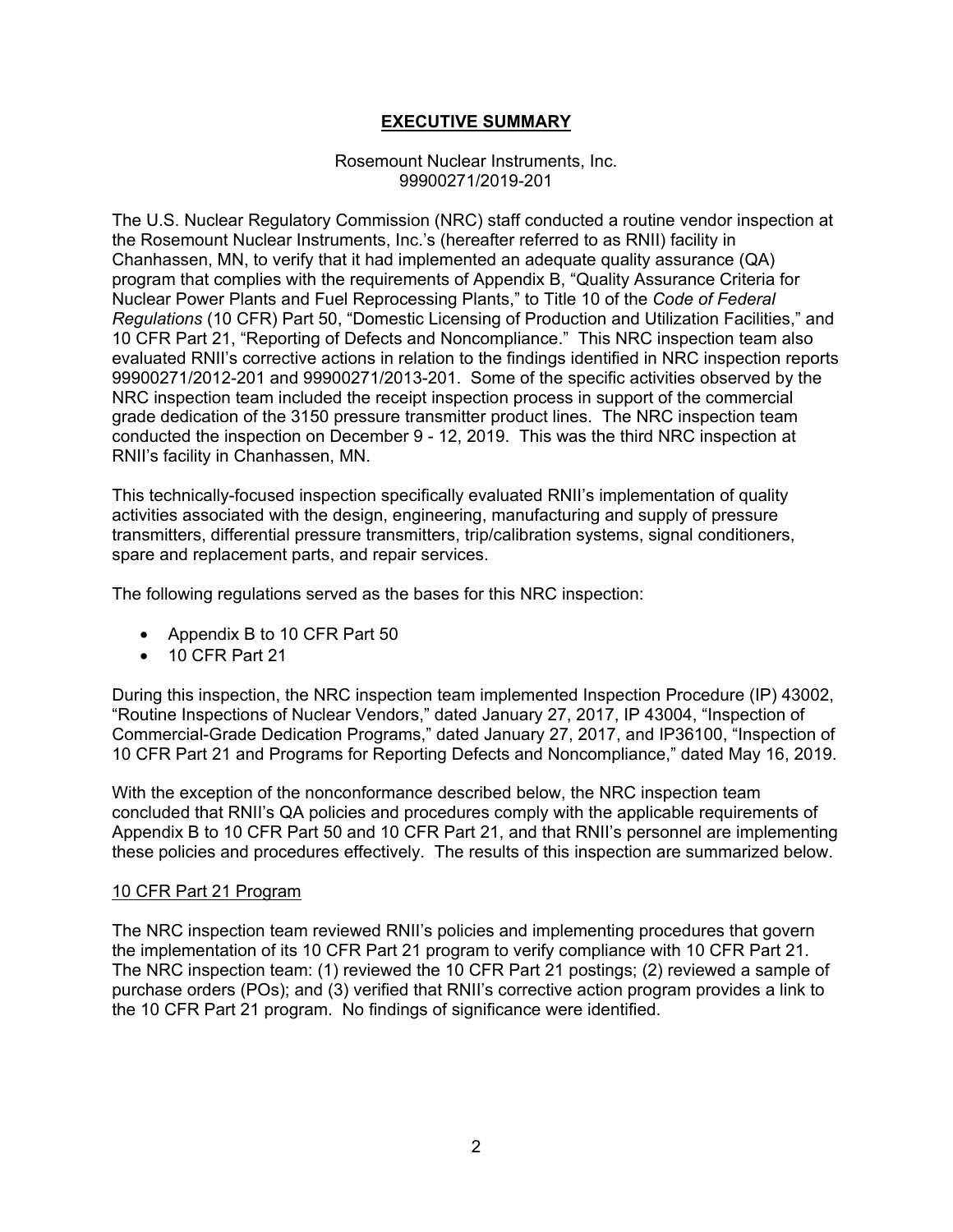## **EXECUTIVE SUMMARY**

Rosemount Nuclear Instruments, Inc.
99900271/2019-201

The U.S. Nuclear Regulatory Commission (NRC) staff conducted a routine vendor inspection at the Rosemount Nuclear Instruments, Inc.'s (hereafter referred to as RNII) facility in Chanhassen, MN, to verify that it had implemented an adequate quality assurance (QA) program that complies with the requirements of Appendix B, "Quality Assurance Criteria for Nuclear Power Plants and Fuel Reprocessing Plants," to Title 10 of the *Code of Federal Regulations* (10 CFR) Part 50, "Domestic Licensing of Production and Utilization Facilities," and 10 CFR Part 21, "Reporting of Defects and Noncompliance." This NRC inspection team also evaluated RNII's corrective actions in relation to the findings identified in NRC inspection reports 99900271/2012-201 and 99900271/2013-201. Some of the specific activities observed by the NRC inspection team included the receipt inspection process in support of the commercial grade dedication of the 3150 pressure transmitter product lines. The NRC inspection team conducted the inspection on December 9 - 12, 2019. This was the third NRC inspection at RNII's facility in Chanhassen, MN.

This technically-focused inspection specifically evaluated RNII's implementation of quality activities associated with the design, engineering, manufacturing and supply of pressure transmitters, differential pressure transmitters, trip/calibration systems, signal conditioners, spare and replacement parts, and repair services.

The following regulations served as the bases for this NRC inspection:

- Appendix B to 10 CFR Part 50
- 10 CFR Part 21

During this inspection, the NRC inspection team implemented Inspection Procedure (IP) 43002, "Routine Inspections of Nuclear Vendors," dated January 27, 2017, IP 43004, "Inspection of Commercial-Grade Dedication Programs," dated January 27, 2017, and IP36100, "Inspection of 10 CFR Part 21 and Programs for Reporting Defects and Noncompliance," dated May 16, 2019.

With the exception of the nonconformance described below, the NRC inspection team concluded that RNII's QA policies and procedures comply with the applicable requirements of Appendix B to 10 CFR Part 50 and 10 CFR Part 21, and that RNII's personnel are implementing these policies and procedures effectively. The results of this inspection are summarized below.

### 10 CFR Part 21 Program

The NRC inspection team reviewed RNII's policies and implementing procedures that govern the implementation of its 10 CFR Part 21 program to verify compliance with 10 CFR Part 21. The NRC inspection team: (1) reviewed the 10 CFR Part 21 postings; (2) reviewed a sample of purchase orders (POs); and (3) verified that RNII's corrective action program provides a link to the 10 CFR Part 21 program. No findings of significance were identified.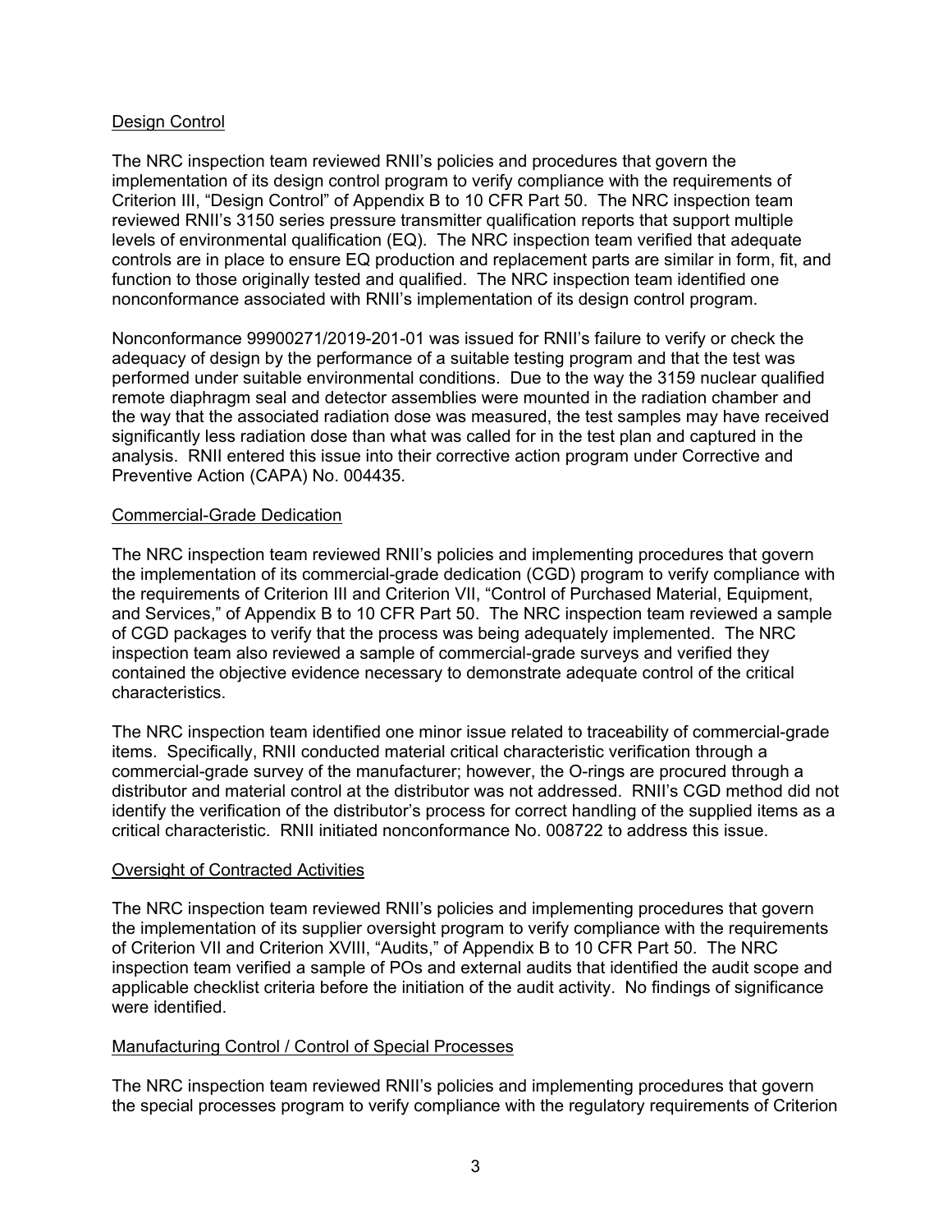## Design Control

The NRC inspection team reviewed RNII's policies and procedures that govern the implementation of its design control program to verify compliance with the requirements of Criterion III, "Design Control" of Appendix B to 10 CFR Part 50. The NRC inspection team reviewed RNII's 3150 series pressure transmitter qualification reports that support multiple levels of environmental qualification (EQ). The NRC inspection team verified that adequate controls are in place to ensure EQ production and replacement parts are similar in form, fit, and function to those originally tested and qualified. The NRC inspection team identified one nonconformance associated with RNII's implementation of its design control program.

Nonconformance 99900271/2019-201-01 was issued for RNII's failure to verify or check the adequacy of design by the performance of a suitable testing program and that the test was performed under suitable environmental conditions. Due to the way the 3159 nuclear qualified remote diaphragm seal and detector assemblies were mounted in the radiation chamber and the way that the associated radiation dose was measured, the test samples may have received significantly less radiation dose than what was called for in the test plan and captured in the analysis. RNII entered this issue into their corrective action program under Corrective and Preventive Action (CAPA) No. 004435.

## Commercial-Grade Dedication

The NRC inspection team reviewed RNII's policies and implementing procedures that govern the implementation of its commercial-grade dedication (CGD) program to verify compliance with the requirements of Criterion III and Criterion VII, "Control of Purchased Material, Equipment, and Services," of Appendix B to 10 CFR Part 50. The NRC inspection team reviewed a sample of CGD packages to verify that the process was being adequately implemented. The NRC inspection team also reviewed a sample of commercial-grade surveys and verified they contained the objective evidence necessary to demonstrate adequate control of the critical characteristics.

The NRC inspection team identified one minor issue related to traceability of commercial-grade items. Specifically, RNII conducted material critical characteristic verification through a commercial-grade survey of the manufacturer; however, the O-rings are procured through a distributor and material control at the distributor was not addressed. RNII's CGD method did not identify the verification of the distributor's process for correct handling of the supplied items as a critical characteristic. RNII initiated nonconformance No. 008722 to address this issue.

## Oversight of Contracted Activities

The NRC inspection team reviewed RNII's policies and implementing procedures that govern the implementation of its supplier oversight program to verify compliance with the requirements of Criterion VII and Criterion XVIII, "Audits," of Appendix B to 10 CFR Part 50. The NRC inspection team verified a sample of POs and external audits that identified the audit scope and applicable checklist criteria before the initiation of the audit activity. No findings of significance were identified.

## Manufacturing Control / Control of Special Processes

The NRC inspection team reviewed RNII's policies and implementing procedures that govern the special processes program to verify compliance with the regulatory requirements of Criterion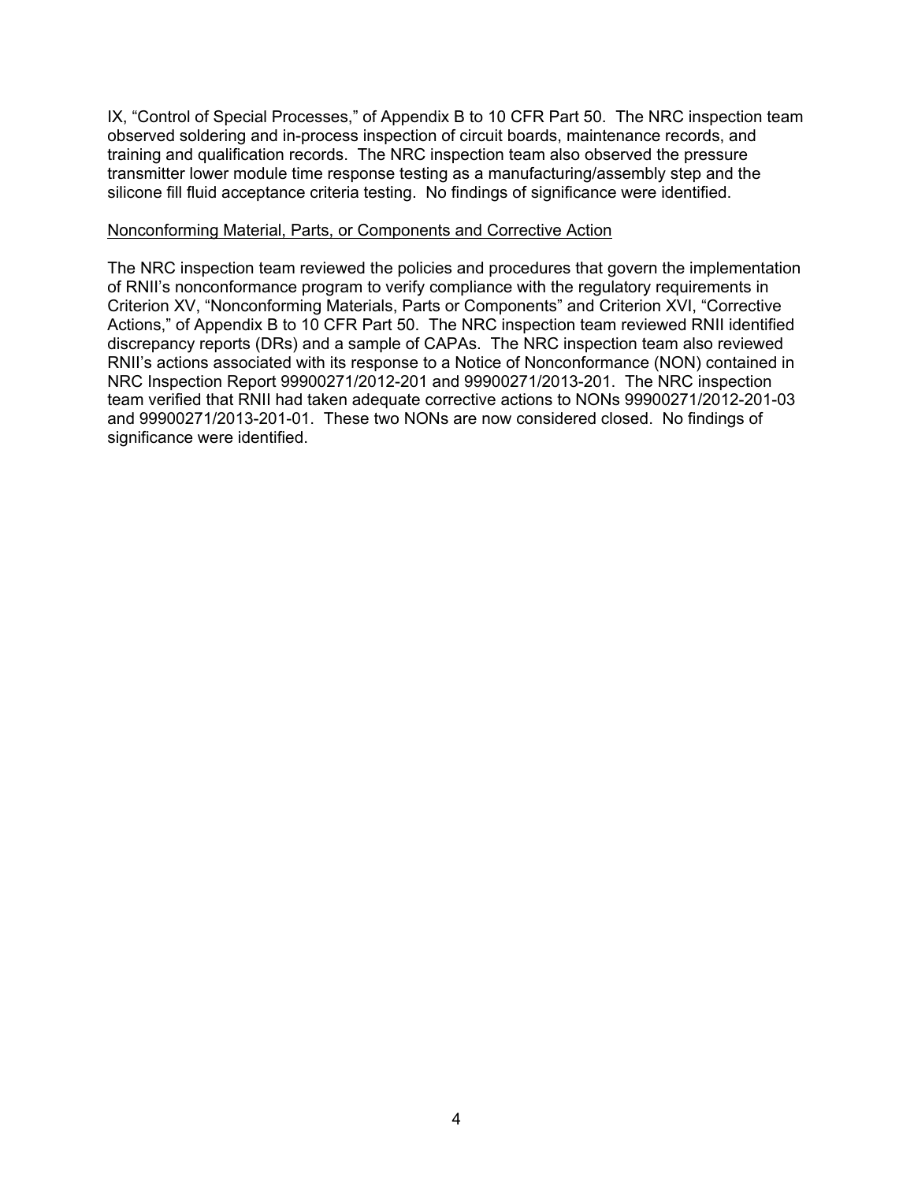IX, "Control of Special Processes," of Appendix B to 10 CFR Part 50. The NRC inspection team observed soldering and in-process inspection of circuit boards, maintenance records, and training and qualification records. The NRC inspection team also observed the pressure transmitter lower module time response testing as a manufacturing/assembly step and the silicone fill fluid acceptance criteria testing. No findings of significance were identified.

Nonconforming Material, Parts, or Components and Corrective Action

The NRC inspection team reviewed the policies and procedures that govern the implementation of RNII's nonconformance program to verify compliance with the regulatory requirements in Criterion XV, "Nonconforming Materials, Parts or Components" and Criterion XVI, "Corrective Actions," of Appendix B to 10 CFR Part 50. The NRC inspection team reviewed RNII identified discrepancy reports (DRs) and a sample of CAPAs. The NRC inspection team also reviewed RNII's actions associated with its response to a Notice of Nonconformance (NON) contained in NRC Inspection Report 99900271/2012-201 and 99900271/2013-201. The NRC inspection team verified that RNII had taken adequate corrective actions to NONs 99900271/2012-201-03 and 99900271/2013-201-01. These two NONs are now considered closed. No findings of significance were identified.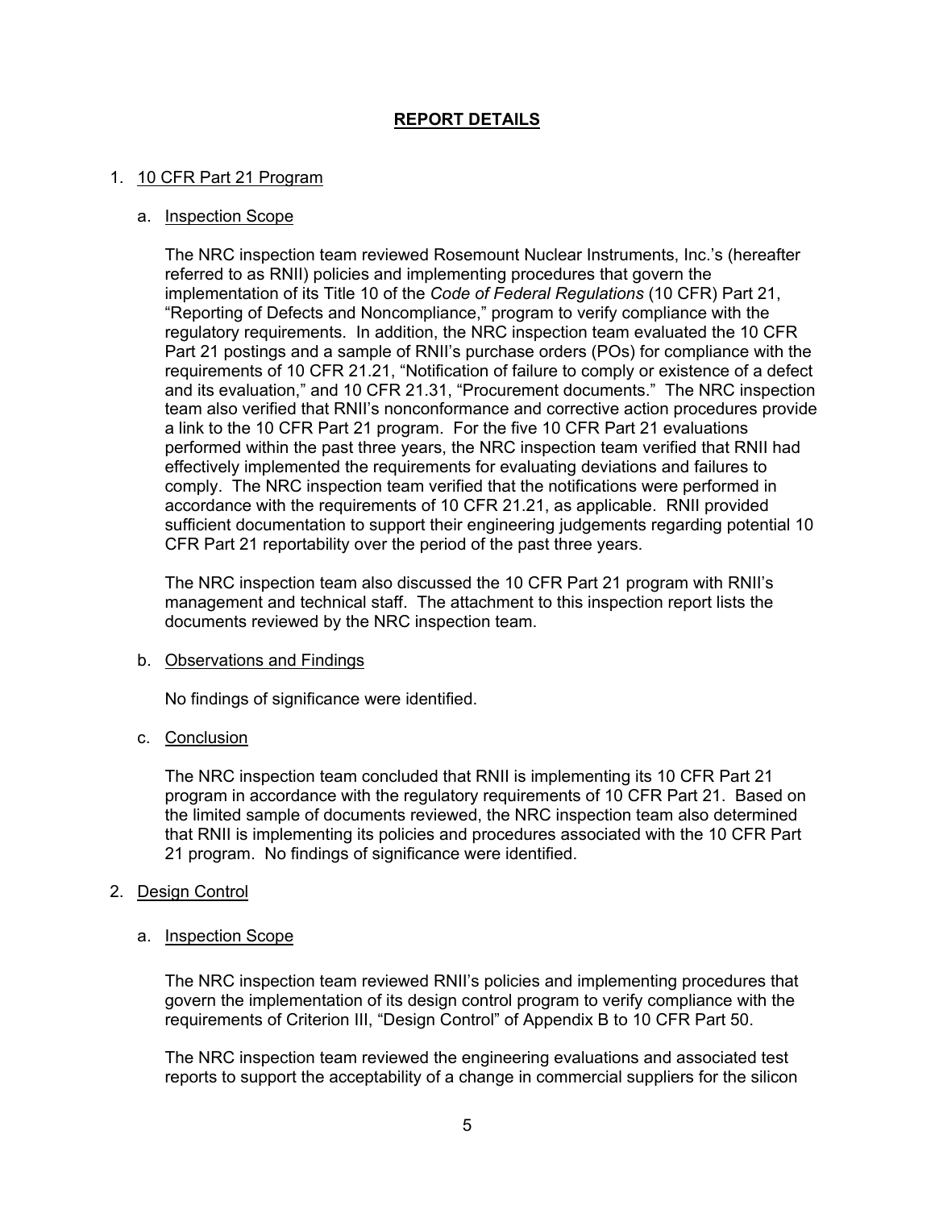## REPORT DETAILS

### 1. 10 CFR Part 21 Program

#### a. Inspection Scope

The NRC inspection team reviewed Rosemount Nuclear Instruments, Inc.'s (hereafter referred to as RNII) policies and implementing procedures that govern the implementation of its Title 10 of the *Code of Federal Regulations* (10 CFR) Part 21, "Reporting of Defects and Noncompliance," program to verify compliance with the regulatory requirements. In addition, the NRC inspection team evaluated the 10 CFR Part 21 postings and a sample of RNII's purchase orders (POs) for compliance with the requirements of 10 CFR 21.21, "Notification of failure to comply or existence of a defect and its evaluation," and 10 CFR 21.31, "Procurement documents." The NRC inspection team also verified that RNII's nonconformance and corrective action procedures provide a link to the 10 CFR Part 21 program. For the five 10 CFR Part 21 evaluations performed within the past three years, the NRC inspection team verified that RNII had effectively implemented the requirements for evaluating deviations and failures to comply. The NRC inspection team verified that the notifications were performed in accordance with the requirements of 10 CFR 21.21, as applicable. RNII provided sufficient documentation to support their engineering judgements regarding potential 10 CFR Part 21 reportability over the period of the past three years.

The NRC inspection team also discussed the 10 CFR Part 21 program with RNII's management and technical staff. The attachment to this inspection report lists the documents reviewed by the NRC inspection team.

#### b. Observations and Findings

No findings of significance were identified.

#### c. Conclusion

The NRC inspection team concluded that RNII is implementing its 10 CFR Part 21 program in accordance with the regulatory requirements of 10 CFR Part 21. Based on the limited sample of documents reviewed, the NRC inspection team also determined that RNII is implementing its policies and procedures associated with the 10 CFR Part 21 program. No findings of significance were identified.

### 2. Design Control

#### a. Inspection Scope

The NRC inspection team reviewed RNII's policies and implementing procedures that govern the implementation of its design control program to verify compliance with the requirements of Criterion III, "Design Control" of Appendix B to 10 CFR Part 50.

The NRC inspection team reviewed the engineering evaluations and associated test reports to support the acceptability of a change in commercial suppliers for the silicon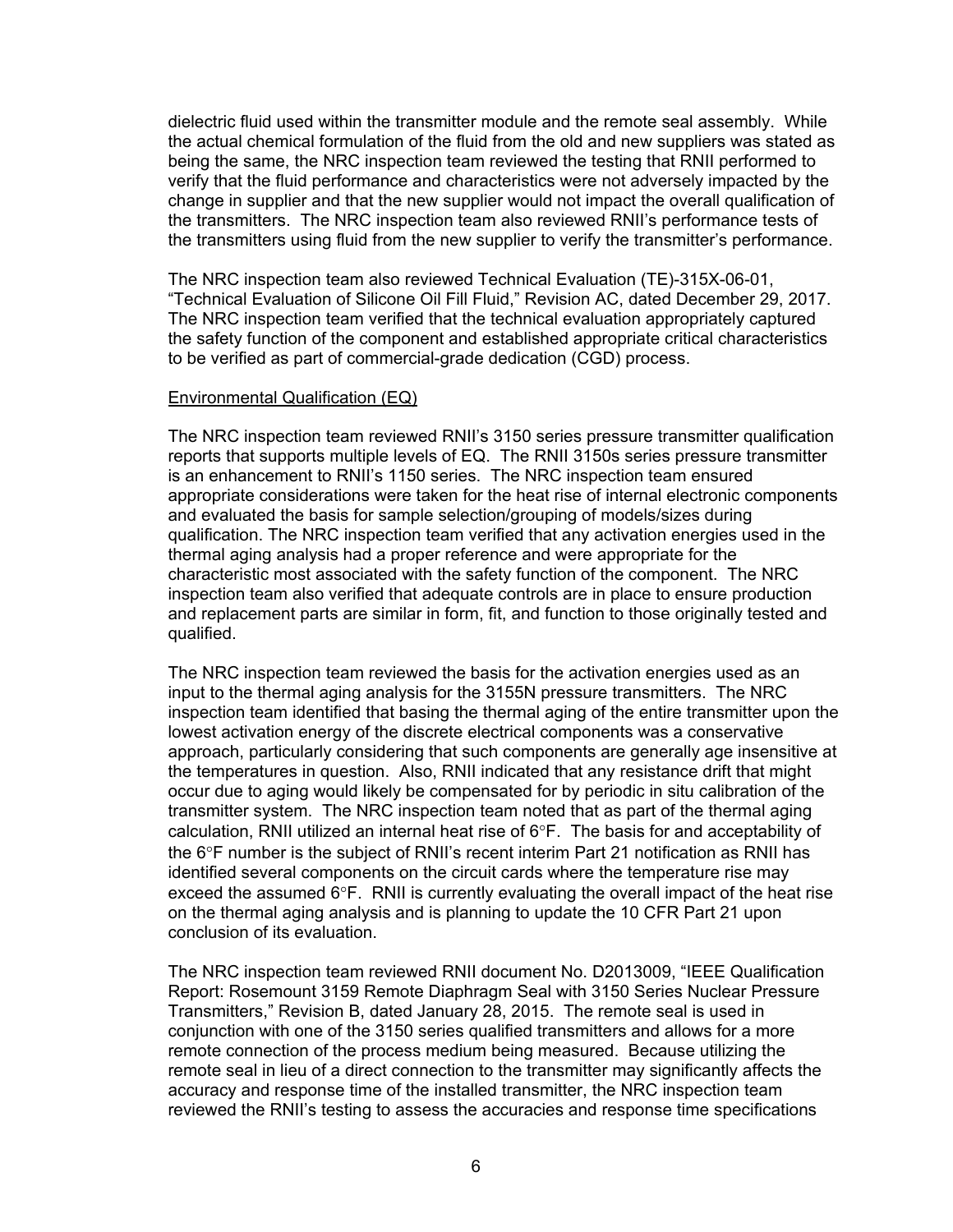dielectric fluid used within the transmitter module and the remote seal assembly. While the actual chemical formulation of the fluid from the old and new suppliers was stated as being the same, the NRC inspection team reviewed the testing that RNII performed to verify that the fluid performance and characteristics were not adversely impacted by the change in supplier and that the new supplier would not impact the overall qualification of the transmitters. The NRC inspection team also reviewed RNII's performance tests of the transmitters using fluid from the new supplier to verify the transmitter's performance.

The NRC inspection team also reviewed Technical Evaluation (TE)-315X-06-01, "Technical Evaluation of Silicone Oil Fill Fluid," Revision AC, dated December 29, 2017. The NRC inspection team verified that the technical evaluation appropriately captured the safety function of the component and established appropriate critical characteristics to be verified as part of commercial-grade dedication (CGD) process.

Environmental Qualification (EQ)

The NRC inspection team reviewed RNII's 3150 series pressure transmitter qualification reports that supports multiple levels of EQ. The RNII 3150s series pressure transmitter is an enhancement to RNII's 1150 series. The NRC inspection team ensured appropriate considerations were taken for the heat rise of internal electronic components and evaluated the basis for sample selection/grouping of models/sizes during qualification. The NRC inspection team verified that any activation energies used in the thermal aging analysis had a proper reference and were appropriate for the characteristic most associated with the safety function of the component. The NRC inspection team also verified that adequate controls are in place to ensure production and replacement parts are similar in form, fit, and function to those originally tested and qualified.

The NRC inspection team reviewed the basis for the activation energies used as an input to the thermal aging analysis for the 3155N pressure transmitters. The NRC inspection team identified that basing the thermal aging of the entire transmitter upon the lowest activation energy of the discrete electrical components was a conservative approach, particularly considering that such components are generally age insensitive at the temperatures in question. Also, RNII indicated that any resistance drift that might occur due to aging would likely be compensated for by periodic in situ calibration of the transmitter system. The NRC inspection team noted that as part of the thermal aging calculation, RNII utilized an internal heat rise of 6°F. The basis for and acceptability of the 6°F number is the subject of RNII's recent interim Part 21 notification as RNII has identified several components on the circuit cards where the temperature rise may exceed the assumed 6°F. RNII is currently evaluating the overall impact of the heat rise on the thermal aging analysis and is planning to update the 10 CFR Part 21 upon conclusion of its evaluation.

The NRC inspection team reviewed RNII document No. D2013009, "IEEE Qualification Report: Rosemount 3159 Remote Diaphragm Seal with 3150 Series Nuclear Pressure Transmitters," Revision B, dated January 28, 2015. The remote seal is used in conjunction with one of the 3150 series qualified transmitters and allows for a more remote connection of the process medium being measured. Because utilizing the remote seal in lieu of a direct connection to the transmitter may significantly affects the accuracy and response time of the installed transmitter, the NRC inspection team reviewed the RNII's testing to assess the accuracies and response time specifications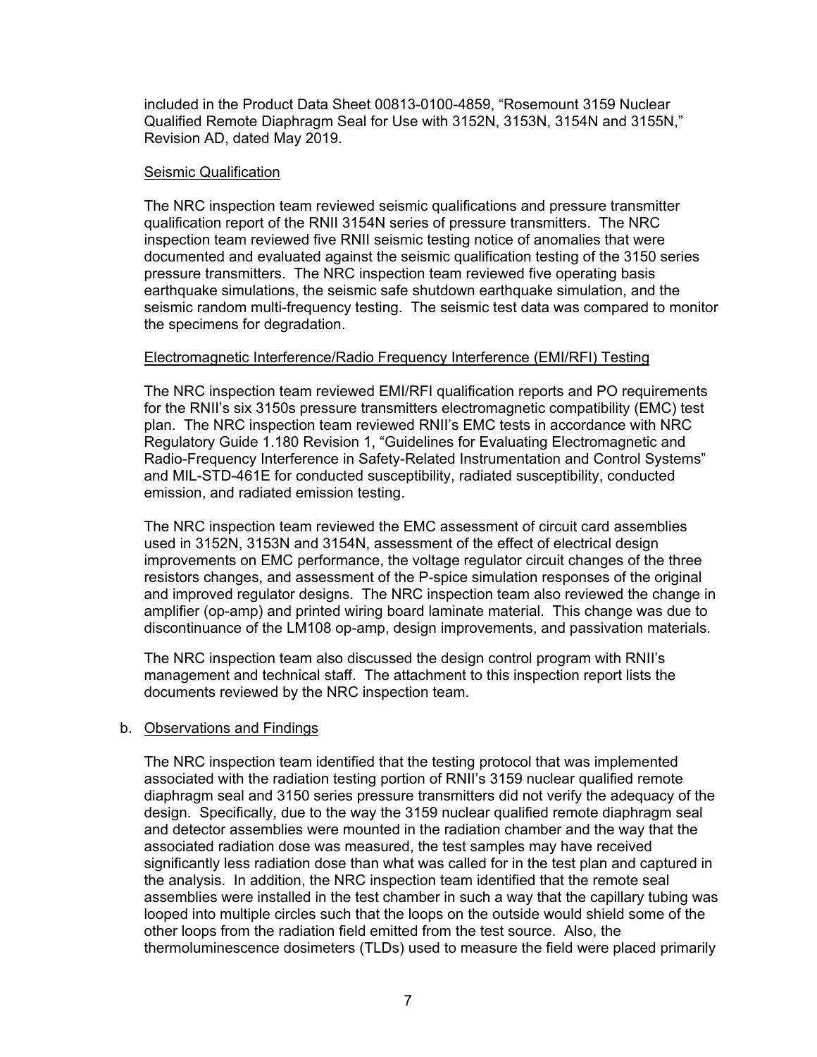included in the Product Data Sheet 00813-0100-4859, “Rosemount 3159 Nuclear Qualified Remote Diaphragm Seal for Use with 3152N, 3153N, 3154N and 3155N,” Revision AD, dated May 2019.

Seismic Qualification

The NRC inspection team reviewed seismic qualifications and pressure transmitter qualification report of the RNII 3154N series of pressure transmitters. The NRC inspection team reviewed five RNII seismic testing notice of anomalies that were documented and evaluated against the seismic qualification testing of the 3150 series pressure transmitters. The NRC inspection team reviewed five operating basis earthquake simulations, the seismic safe shutdown earthquake simulation, and the seismic random multi-frequency testing. The seismic test data was compared to monitor the specimens for degradation.

Electromagnetic Interference/Radio Frequency Interference (EMI/RFI) Testing

The NRC inspection team reviewed EMI/RFI qualification reports and PO requirements for the RNII’s six 3150s pressure transmitters electromagnetic compatibility (EMC) test plan. The NRC inspection team reviewed RNII’s EMC tests in accordance with NRC Regulatory Guide 1.180 Revision 1, “Guidelines for Evaluating Electromagnetic and Radio-Frequency Interference in Safety-Related Instrumentation and Control Systems” and MIL-STD-461E for conducted susceptibility, radiated susceptibility, conducted emission, and radiated emission testing.

The NRC inspection team reviewed the EMC assessment of circuit card assemblies used in 3152N, 3153N and 3154N, assessment of the effect of electrical design improvements on EMC performance, the voltage regulator circuit changes of the three resistors changes, and assessment of the P-spice simulation responses of the original and improved regulator designs. The NRC inspection team also reviewed the change in amplifier (op-amp) and printed wiring board laminate material. This change was due to discontinuance of the LM108 op-amp, design improvements, and passivation materials.

The NRC inspection team also discussed the design control program with RNII’s management and technical staff. The attachment to this inspection report lists the documents reviewed by the NRC inspection team.

b. Observations and Findings

The NRC inspection team identified that the testing protocol that was implemented associated with the radiation testing portion of RNII’s 3159 nuclear qualified remote diaphragm seal and 3150 series pressure transmitters did not verify the adequacy of the design. Specifically, due to the way the 3159 nuclear qualified remote diaphragm seal and detector assemblies were mounted in the radiation chamber and the way that the associated radiation dose was measured, the test samples may have received significantly less radiation dose than what was called for in the test plan and captured in the analysis. In addition, the NRC inspection team identified that the remote seal assemblies were installed in the test chamber in such a way that the capillary tubing was looped into multiple circles such that the loops on the outside would shield some of the other loops from the radiation field emitted from the test source. Also, the thermoluminescence dosimeters (TLDs) used to measure the field were placed primarily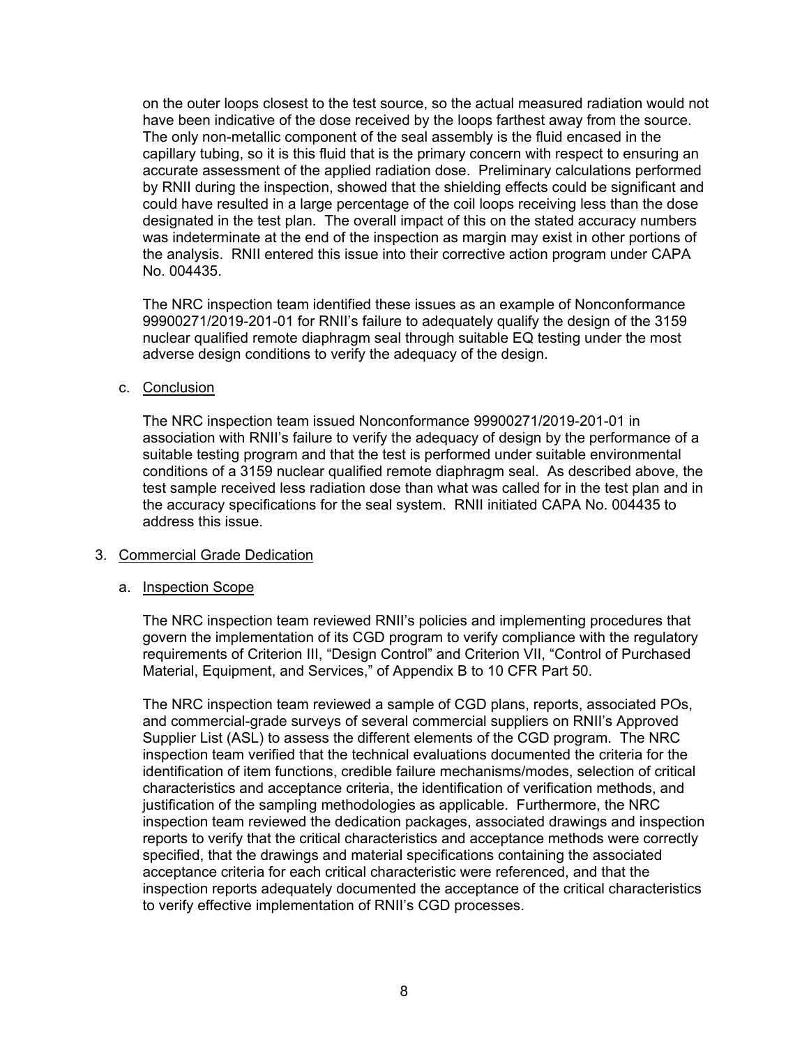on the outer loops closest to the test source, so the actual measured radiation would not have been indicative of the dose received by the loops farthest away from the source. The only non-metallic component of the seal assembly is the fluid encased in the capillary tubing, so it is this fluid that is the primary concern with respect to ensuring an accurate assessment of the applied radiation dose. Preliminary calculations performed by RNII during the inspection, showed that the shielding effects could be significant and could have resulted in a large percentage of the coil loops receiving less than the dose designated in the test plan. The overall impact of this on the stated accuracy numbers was indeterminate at the end of the inspection as margin may exist in other portions of the analysis. RNII entered this issue into their corrective action program under CAPA No. 004435.

The NRC inspection team identified these issues as an example of Nonconformance 99900271/2019-201-01 for RNII's failure to adequately qualify the design of the 3159 nuclear qualified remote diaphragm seal through suitable EQ testing under the most adverse design conditions to verify the adequacy of the design.

c. Conclusion

The NRC inspection team issued Nonconformance 99900271/2019-201-01 in association with RNII's failure to verify the adequacy of design by the performance of a suitable testing program and that the test is performed under suitable environmental conditions of a 3159 nuclear qualified remote diaphragm seal. As described above, the test sample received less radiation dose than what was called for in the test plan and in the accuracy specifications for the seal system. RNII initiated CAPA No. 004435 to address this issue.

3. Commercial Grade Dedication

a. Inspection Scope

The NRC inspection team reviewed RNII's policies and implementing procedures that govern the implementation of its CGD program to verify compliance with the regulatory requirements of Criterion III, "Design Control" and Criterion VII, "Control of Purchased Material, Equipment, and Services," of Appendix B to 10 CFR Part 50.

The NRC inspection team reviewed a sample of CGD plans, reports, associated POs, and commercial-grade surveys of several commercial suppliers on RNII's Approved Supplier List (ASL) to assess the different elements of the CGD program. The NRC inspection team verified that the technical evaluations documented the criteria for the identification of item functions, credible failure mechanisms/modes, selection of critical characteristics and acceptance criteria, the identification of verification methods, and justification of the sampling methodologies as applicable. Furthermore, the NRC inspection team reviewed the dedication packages, associated drawings and inspection reports to verify that the critical characteristics and acceptance methods were correctly specified, that the drawings and material specifications containing the associated acceptance criteria for each critical characteristic were referenced, and that the inspection reports adequately documented the acceptance of the critical characteristics to verify effective implementation of RNII's CGD processes.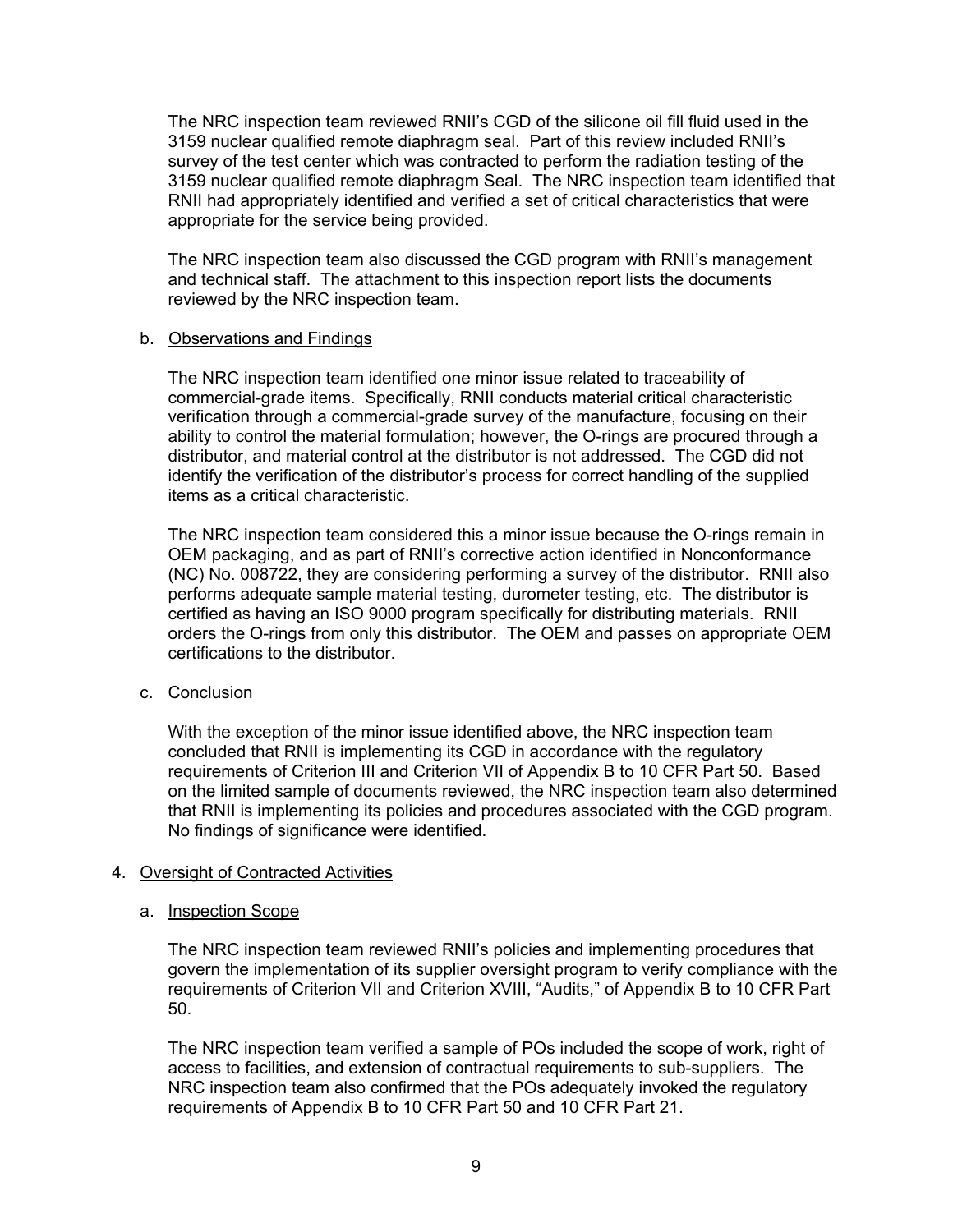The NRC inspection team reviewed RNII's CGD of the silicone oil fill fluid used in the 3159 nuclear qualified remote diaphragm seal. Part of this review included RNII's survey of the test center which was contracted to perform the radiation testing of the 3159 nuclear qualified remote diaphragm Seal. The NRC inspection team identified that RNII had appropriately identified and verified a set of critical characteristics that were appropriate for the service being provided.

The NRC inspection team also discussed the CGD program with RNII's management and technical staff. The attachment to this inspection report lists the documents reviewed by the NRC inspection team.

b. Observations and Findings

The NRC inspection team identified one minor issue related to traceability of commercial-grade items. Specifically, RNII conducts material critical characteristic verification through a commercial-grade survey of the manufacture, focusing on their ability to control the material formulation; however, the O-rings are procured through a distributor, and material control at the distributor is not addressed. The CGD did not identify the verification of the distributor's process for correct handling of the supplied items as a critical characteristic.

The NRC inspection team considered this a minor issue because the O-rings remain in OEM packaging, and as part of RNII's corrective action identified in Nonconformance (NC) No. 008722, they are considering performing a survey of the distributor. RNII also performs adequate sample material testing, durometer testing, etc. The distributor is certified as having an ISO 9000 program specifically for distributing materials. RNII orders the O-rings from only this distributor. The OEM and passes on appropriate OEM certifications to the distributor.

c. Conclusion

With the exception of the minor issue identified above, the NRC inspection team concluded that RNII is implementing its CGD in accordance with the regulatory requirements of Criterion III and Criterion VII of Appendix B to 10 CFR Part 50. Based on the limited sample of documents reviewed, the NRC inspection team also determined that RNII is implementing its policies and procedures associated with the CGD program. No findings of significance were identified.

4. Oversight of Contracted Activities

a. Inspection Scope

The NRC inspection team reviewed RNII's policies and implementing procedures that govern the implementation of its supplier oversight program to verify compliance with the requirements of Criterion VII and Criterion XVIII, "Audits," of Appendix B to 10 CFR Part 50.

The NRC inspection team verified a sample of POs included the scope of work, right of access to facilities, and extension of contractual requirements to sub-suppliers. The NRC inspection team also confirmed that the POs adequately invoked the regulatory requirements of Appendix B to 10 CFR Part 50 and 10 CFR Part 21.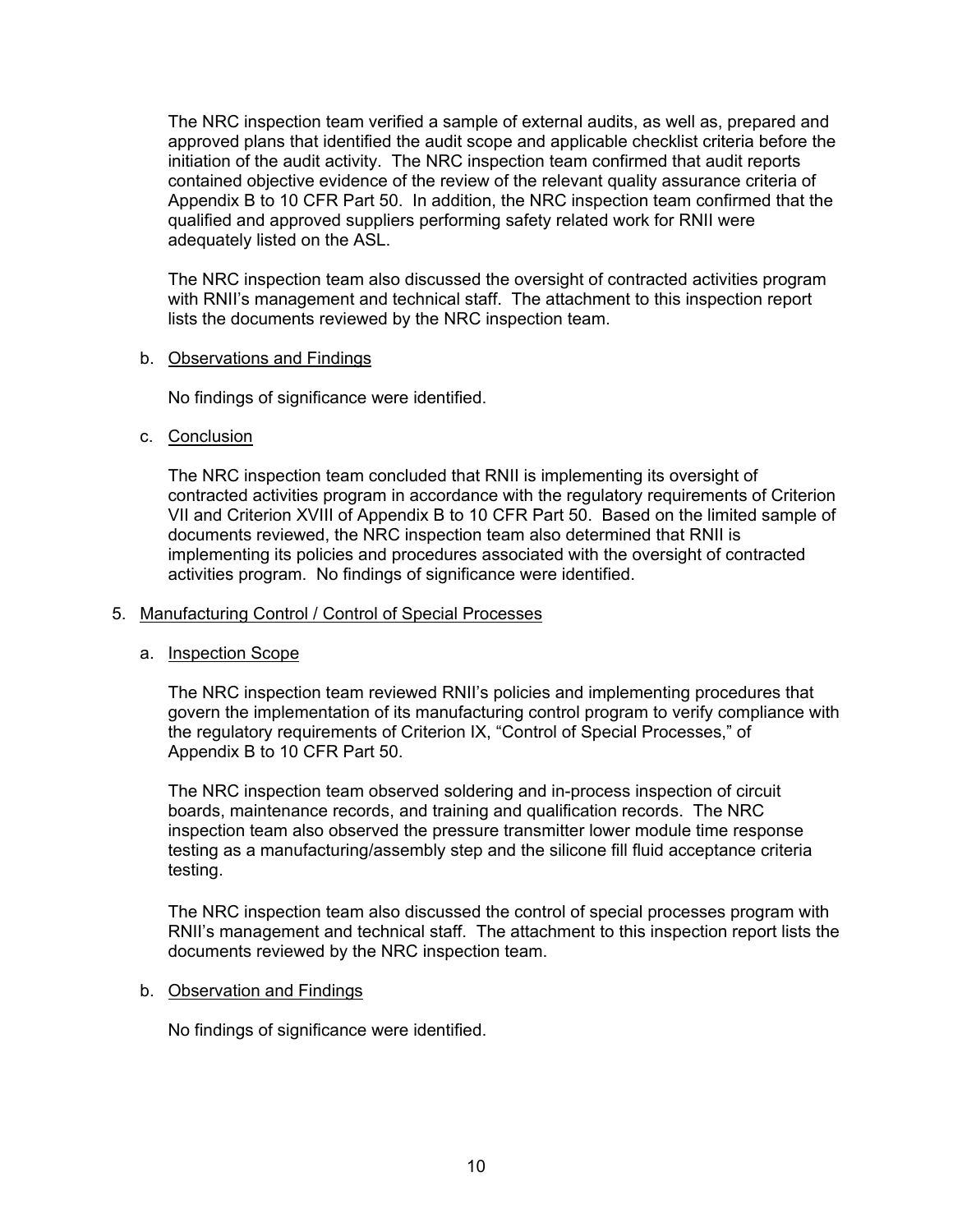The NRC inspection team verified a sample of external audits, as well as, prepared and approved plans that identified the audit scope and applicable checklist criteria before the initiation of the audit activity. The NRC inspection team confirmed that audit reports contained objective evidence of the review of the relevant quality assurance criteria of Appendix B to 10 CFR Part 50. In addition, the NRC inspection team confirmed that the qualified and approved suppliers performing safety related work for RNII were adequately listed on the ASL.

The NRC inspection team also discussed the oversight of contracted activities program with RNII's management and technical staff. The attachment to this inspection report lists the documents reviewed by the NRC inspection team.

b. Observations and Findings

No findings of significance were identified.

c. Conclusion

The NRC inspection team concluded that RNII is implementing its oversight of contracted activities program in accordance with the regulatory requirements of Criterion VII and Criterion XVIII of Appendix B to 10 CFR Part 50. Based on the limited sample of documents reviewed, the NRC inspection team also determined that RNII is implementing its policies and procedures associated with the oversight of contracted activities program. No findings of significance were identified.

5. Manufacturing Control / Control of Special Processes

a. Inspection Scope

The NRC inspection team reviewed RNII's policies and implementing procedures that govern the implementation of its manufacturing control program to verify compliance with the regulatory requirements of Criterion IX, "Control of Special Processes," of Appendix B to 10 CFR Part 50.

The NRC inspection team observed soldering and in-process inspection of circuit boards, maintenance records, and training and qualification records. The NRC inspection team also observed the pressure transmitter lower module time response testing as a manufacturing/assembly step and the silicone fill fluid acceptance criteria testing.

The NRC inspection team also discussed the control of special processes program with RNII's management and technical staff. The attachment to this inspection report lists the documents reviewed by the NRC inspection team.

b. Observation and Findings

No findings of significance were identified.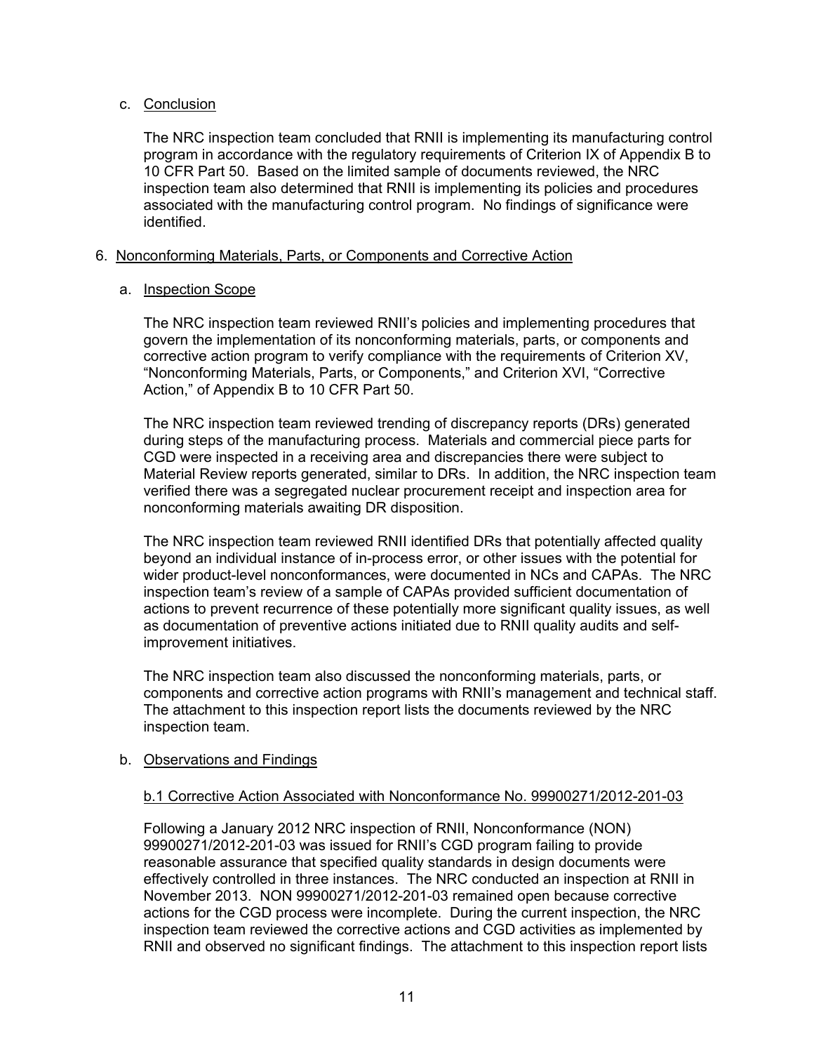c. Conclusion

The NRC inspection team concluded that RNII is implementing its manufacturing control program in accordance with the regulatory requirements of Criterion IX of Appendix B to 10 CFR Part 50. Based on the limited sample of documents reviewed, the NRC inspection team also determined that RNII is implementing its policies and procedures associated with the manufacturing control program. No findings of significance were identified.

6. Nonconforming Materials, Parts, or Components and Corrective Action

a. Inspection Scope

The NRC inspection team reviewed RNII's policies and implementing procedures that govern the implementation of its nonconforming materials, parts, or components and corrective action program to verify compliance with the requirements of Criterion XV, "Nonconforming Materials, Parts, or Components," and Criterion XVI, "Corrective Action," of Appendix B to 10 CFR Part 50.

The NRC inspection team reviewed trending of discrepancy reports (DRs) generated during steps of the manufacturing process. Materials and commercial piece parts for CGD were inspected in a receiving area and discrepancies there were subject to Material Review reports generated, similar to DRs. In addition, the NRC inspection team verified there was a segregated nuclear procurement receipt and inspection area for nonconforming materials awaiting DR disposition.

The NRC inspection team reviewed RNII identified DRs that potentially affected quality beyond an individual instance of in-process error, or other issues with the potential for wider product-level nonconformances, were documented in NCs and CAPAs. The NRC inspection team's review of a sample of CAPAs provided sufficient documentation of actions to prevent recurrence of these potentially more significant quality issues, as well as documentation of preventive actions initiated due to RNII quality audits and self-improvement initiatives.

The NRC inspection team also discussed the nonconforming materials, parts, or components and corrective action programs with RNII's management and technical staff. The attachment to this inspection report lists the documents reviewed by the NRC inspection team.

b. Observations and Findings

b.1 Corrective Action Associated with Nonconformance No. 99900271/2012-201-03

Following a January 2012 NRC inspection of RNII, Nonconformance (NON) 99900271/2012-201-03 was issued for RNII's CGD program failing to provide reasonable assurance that specified quality standards in design documents were effectively controlled in three instances. The NRC conducted an inspection at RNII in November 2013. NON 99900271/2012-201-03 remained open because corrective actions for the CGD process were incomplete. During the current inspection, the NRC inspection team reviewed the corrective actions and CGD activities as implemented by RNII and observed no significant findings. The attachment to this inspection report lists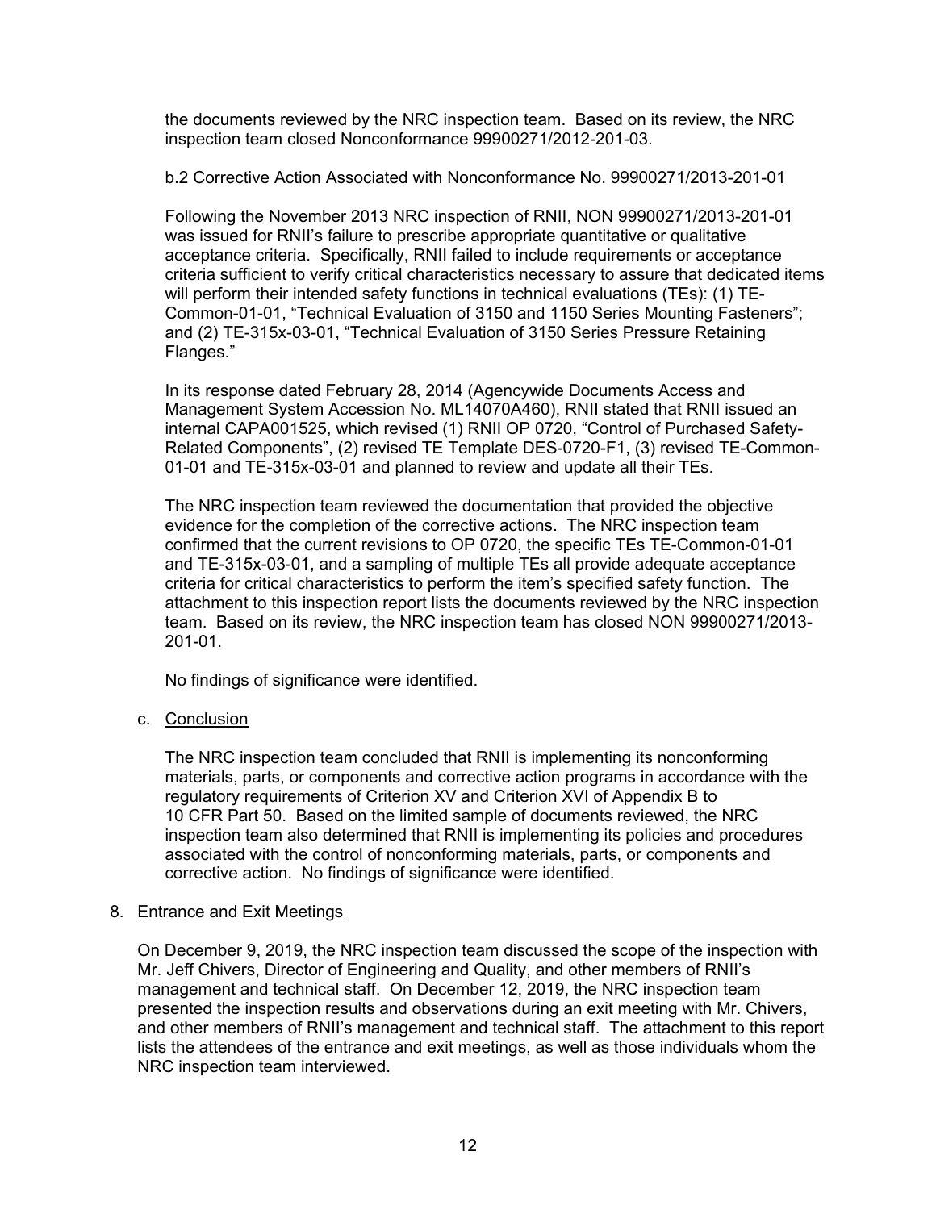the documents reviewed by the NRC inspection team. Based on its review, the NRC inspection team closed Nonconformance 99900271/2012-201-03.

b.2 Corrective Action Associated with Nonconformance No. 99900271/2013-201-01

Following the November 2013 NRC inspection of RNII, NON 99900271/2013-201-01 was issued for RNII's failure to prescribe appropriate quantitative or qualitative acceptance criteria. Specifically, RNII failed to include requirements or acceptance criteria sufficient to verify critical characteristics necessary to assure that dedicated items will perform their intended safety functions in technical evaluations (TEs): (1) TE-Common-01-01, "Technical Evaluation of 3150 and 1150 Series Mounting Fasteners"; and (2) TE-315x-03-01, "Technical Evaluation of 3150 Series Pressure Retaining Flanges."

In its response dated February 28, 2014 (Agencywide Documents Access and Management System Accession No. ML14070A460), RNII stated that RNII issued an internal CAPA001525, which revised (1) RNII OP 0720, "Control of Purchased Safety-Related Components", (2) revised TE Template DES-0720-F1, (3) revised TE-Common-01-01 and TE-315x-03-01 and planned to review and update all their TEs.

The NRC inspection team reviewed the documentation that provided the objective evidence for the completion of the corrective actions. The NRC inspection team confirmed that the current revisions to OP 0720, the specific TEs TE-Common-01-01 and TE-315x-03-01, and a sampling of multiple TEs all provide adequate acceptance criteria for critical characteristics to perform the item's specified safety function. The attachment to this inspection report lists the documents reviewed by the NRC inspection team. Based on its review, the NRC inspection team has closed NON 99900271/2013-201-01.

No findings of significance were identified.

c. Conclusion

The NRC inspection team concluded that RNII is implementing its nonconforming materials, parts, or components and corrective action programs in accordance with the regulatory requirements of Criterion XV and Criterion XVI of Appendix B to 10 CFR Part 50. Based on the limited sample of documents reviewed, the NRC inspection team also determined that RNII is implementing its policies and procedures associated with the control of nonconforming materials, parts, or components and corrective action. No findings of significance were identified.

8. Entrance and Exit Meetings

On December 9, 2019, the NRC inspection team discussed the scope of the inspection with Mr. Jeff Chivers, Director of Engineering and Quality, and other members of RNII's management and technical staff. On December 12, 2019, the NRC inspection team presented the inspection results and observations during an exit meeting with Mr. Chivers, and other members of RNII's management and technical staff. The attachment to this report lists the attendees of the entrance and exit meetings, as well as those individuals whom the NRC inspection team interviewed.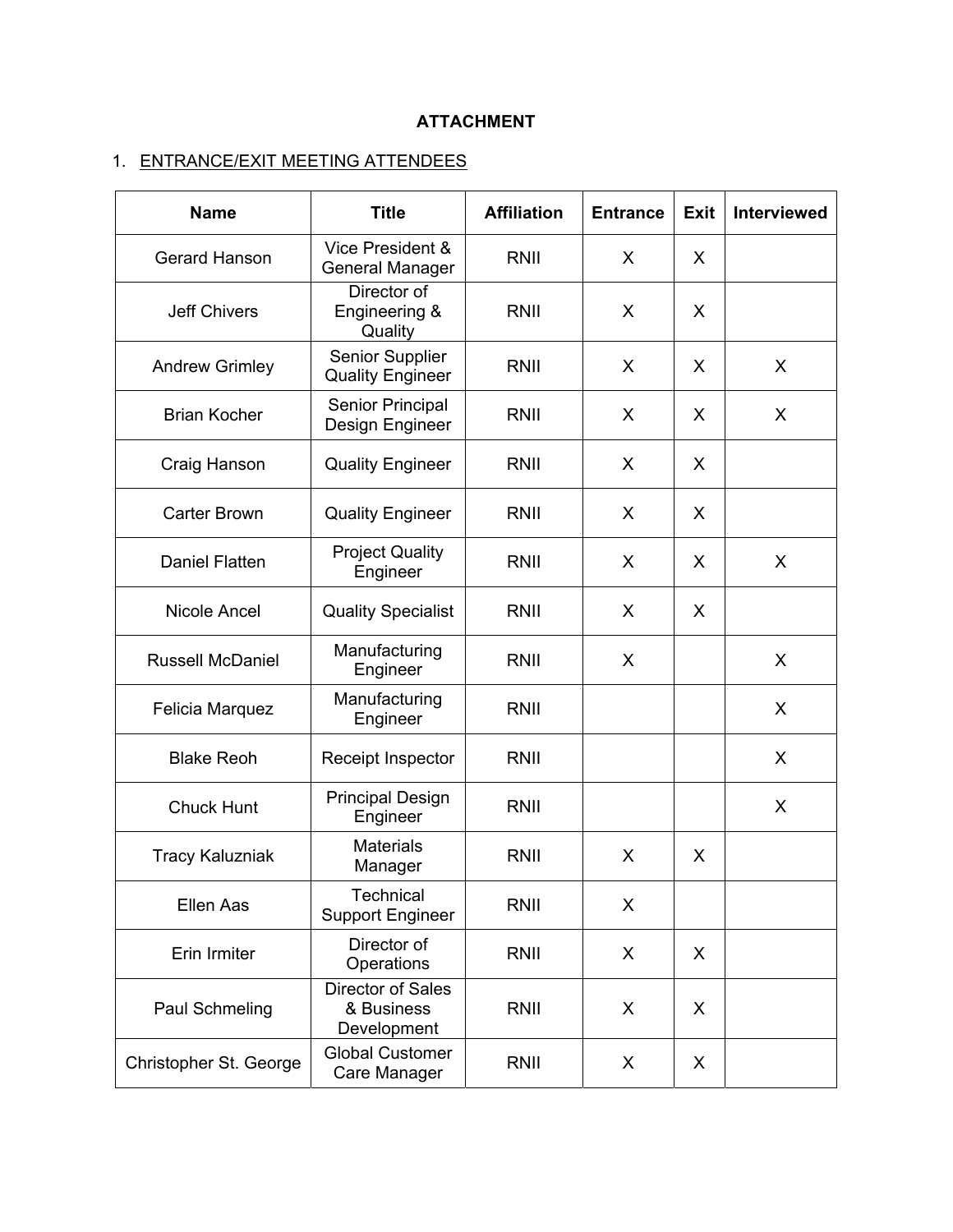**ATTACHMENT**

1. ENTRANCE/EXIT MEETING ATTENDEES

| Name | Title | Affiliation | Entrance | Exit | Interviewed |
|---|---|---|---|---|---|
| Gerard Hanson | Vice President & General Manager | RNII | X | X | |
| Jeff Chivers | Director of Engineering & Quality | RNII | X | X | |
| Andrew Grimley | Senior Supplier Quality Engineer | RNII | X | X | X |
| Brian Kocher | Senior Principal Design Engineer | RNII | X | X | X |
| Craig Hanson | Quality Engineer | RNII | X | X | |
| Carter Brown | Quality Engineer | RNII | X | X | |
| Daniel Flatten | Project Quality Engineer | RNII | X | X | X |
| Nicole Ancel | Quality Specialist | RNII | X | X | |
| Russell McDaniel | Manufacturing Engineer | RNII | X | | X |
| Felicia Marquez | Manufacturing Engineer | RNII | | | X |
| Blake Reoh | Receipt Inspector | RNII | | | X |
| Chuck Hunt | Principal Design Engineer | RNII | | | X |
| Tracy Kaluzniak | Materials Manager | RNII | X | X | |
| Ellen Aas | Technical Support Engineer | RNII | X | | |
| Erin Irmiter | Director of Operations | RNII | X | X | |
| Paul Schmeling | Director of Sales & Business Development | RNII | X | X | |
| Christopher St. George | Global Customer Care Manager | RNII | X | X | |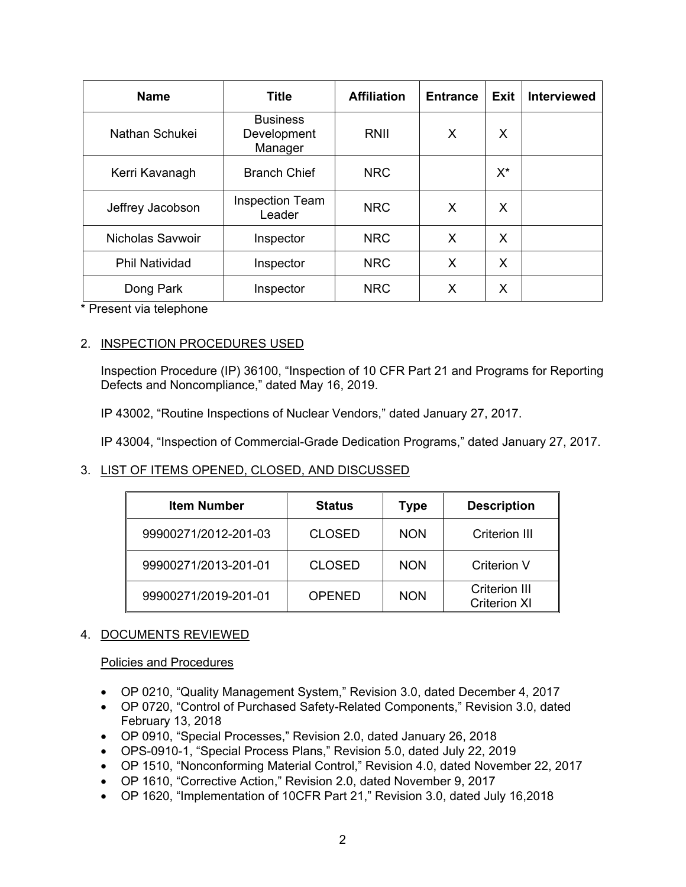| Name | Title | Affiliation | Entrance | Exit | Interviewed |
| --- | --- | --- | --- | --- | --- |
| Nathan Schukei | Business Development Manager | RNII | X | X | |
| Kerri Kavanagh | Branch Chief | NRC | | X* | |
| Jeffrey Jacobson | Inspection Team Leader | NRC | X | X | |
| Nicholas Savwoir | Inspector | NRC | X | X | |
| Phil Natividad | Inspector | NRC | X | X | |
| Dong Park | Inspector | NRC | X | X | |

* Present via telephone

2. INSPECTION PROCEDURES USED

   Inspection Procedure (IP) 36100, "Inspection of 10 CFR Part 21 and Programs for Reporting Defects and Noncompliance," dated May 16, 2019.

   IP 43002, "Routine Inspections of Nuclear Vendors," dated January 27, 2017.

   IP 43004, "Inspection of Commercial-Grade Dedication Programs," dated January 27, 2017.

3. LIST OF ITEMS OPENED, CLOSED, AND DISCUSSED

| Item Number | Status | Type | Description |
| --- | --- | --- | --- |
| 99900271/2012-201-03 | CLOSED | NON | Criterion III |
| 99900271/2013-201-01 | CLOSED | NON | Criterion V |
| 99900271/2019-201-01 | OPENED | NON | Criterion III Criterion XI |

4. DOCUMENTS REVIEWED

   Policies and Procedures

   - OP 0210, "Quality Management System," Revision 3.0, dated December 4, 2017
   - OP 0720, "Control of Purchased Safety-Related Components," Revision 3.0, dated February 13, 2018
   - OP 0910, "Special Processes," Revision 2.0, dated January 26, 2018
   - OPS-0910-1, "Special Process Plans," Revision 5.0, dated July 22, 2019
   - OP 1510, "Nonconforming Material Control," Revision 4.0, dated November 22, 2017
   - OP 1610, "Corrective Action," Revision 2.0, dated November 9, 2017
   - OP 1620, "Implementation of 10CFR Part 21," Revision 3.0, dated July 16,2018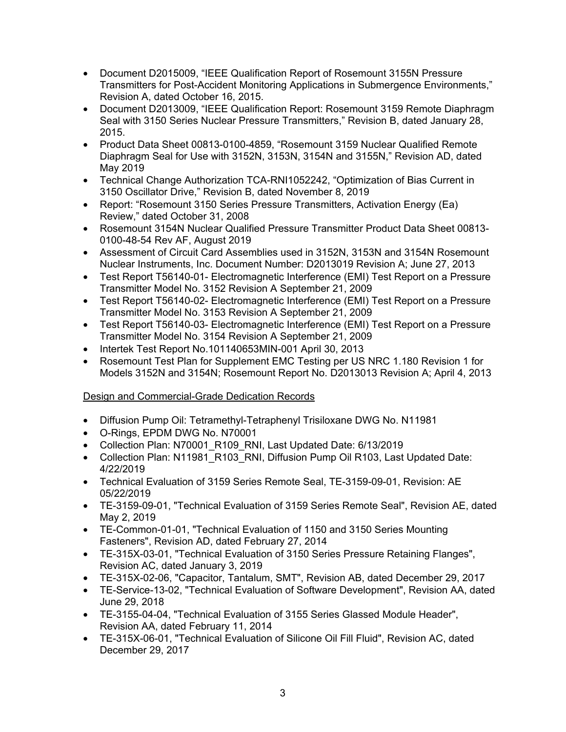- Document D2015009, "IEEE Qualification Report of Rosemount 3155N Pressure Transmitters for Post-Accident Monitoring Applications in Submergence Environments," Revision A, dated October 16, 2015.
- Document D2013009, "IEEE Qualification Report: Rosemount 3159 Remote Diaphragm Seal with 3150 Series Nuclear Pressure Transmitters," Revision B, dated January 28, 2015.
- Product Data Sheet 00813-0100-4859, "Rosemount 3159 Nuclear Qualified Remote Diaphragm Seal for Use with 3152N, 3153N, 3154N and 3155N," Revision AD, dated May 2019
- Technical Change Authorization TCA-RNI1052242, "Optimization of Bias Current in 3150 Oscillator Drive," Revision B, dated November 8, 2019
- Report: "Rosemount 3150 Series Pressure Transmitters, Activation Energy (Ea) Review," dated October 31, 2008
- Rosemount 3154N Nuclear Qualified Pressure Transmitter Product Data Sheet 00813-0100-48-54 Rev AF, August 2019
- Assessment of Circuit Card Assemblies used in 3152N, 3153N and 3154N Rosemount Nuclear Instruments, Inc. Document Number: D2013019 Revision A; June 27, 2013
- Test Report T56140-01- Electromagnetic Interference (EMI) Test Report on a Pressure Transmitter Model No. 3152 Revision A September 21, 2009
- Test Report T56140-02- Electromagnetic Interference (EMI) Test Report on a Pressure Transmitter Model No. 3153 Revision A September 21, 2009
- Test Report T56140-03- Electromagnetic Interference (EMI) Test Report on a Pressure Transmitter Model No. 3154 Revision A September 21, 2009
- Intertek Test Report No.101140653MIN-001 April 30, 2013
- Rosemount Test Plan for Supplement EMC Testing per US NRC 1.180 Revision 1 for Models 3152N and 3154N; Rosemount Report No. D2013013 Revision A; April 4, 2013

Design and Commercial-Grade Dedication Records

- Diffusion Pump Oil: Tetramethyl-Tetraphenyl Trisiloxane DWG No. N11981
- O-Rings, EPDM DWG No. N70001
- Collection Plan: N70001_R109_RNI, Last Updated Date: 6/13/2019
- Collection Plan: N11981_R103_RNI, Diffusion Pump Oil R103, Last Updated Date: 4/22/2019
- Technical Evaluation of 3159 Series Remote Seal, TE-3159-09-01, Revision: AE 05/22/2019
- TE-3159-09-01, "Technical Evaluation of 3159 Series Remote Seal", Revision AE, dated May 2, 2019
- TE-Common-01-01, "Technical Evaluation of 1150 and 3150 Series Mounting Fasteners", Revision AD, dated February 27, 2014
- TE-315X-03-01, "Technical Evaluation of 3150 Series Pressure Retaining Flanges", Revision AC, dated January 3, 2019
- TE-315X-02-06, "Capacitor, Tantalum, SMT", Revision AB, dated December 29, 2017
- TE-Service-13-02, "Technical Evaluation of Software Development", Revision AA, dated June 29, 2018
- TE-3155-04-04, "Technical Evaluation of 3155 Series Glassed Module Header", Revision AA, dated February 11, 2014
- TE-315X-06-01, "Technical Evaluation of Silicone Oil Fill Fluid", Revision AC, dated December 29, 2017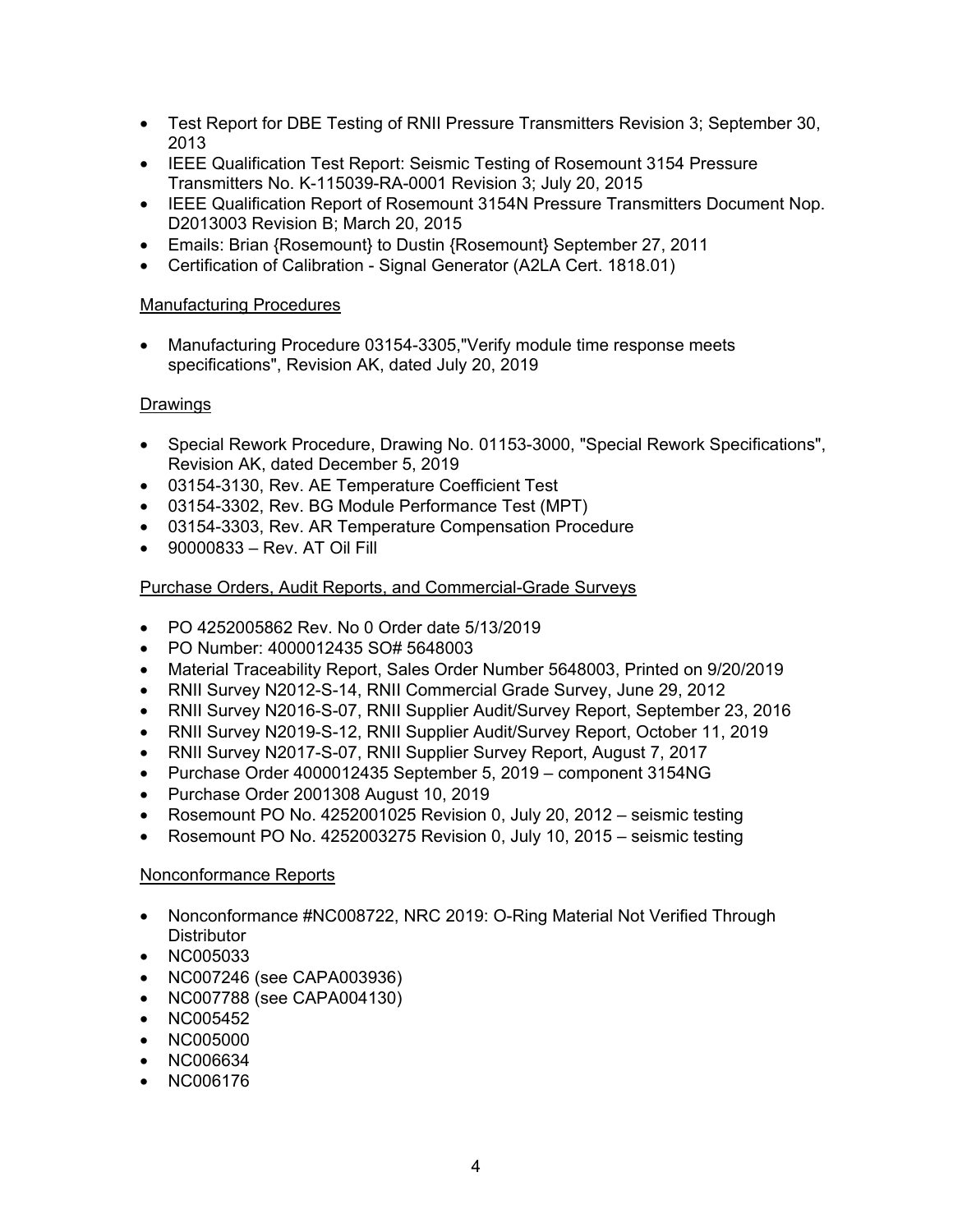- Test Report for DBE Testing of RNII Pressure Transmitters Revision 3; September 30, 2013
- IEEE Qualification Test Report: Seismic Testing of Rosemount 3154 Pressure Transmitters No. K-115039-RA-0001 Revision 3; July 20, 2015
- IEEE Qualification Report of Rosemount 3154N Pressure Transmitters Document Nop. D2013003 Revision B; March 20, 2015
- Emails: Brian {Rosemount} to Dustin {Rosemount} September 27, 2011
- Certification of Calibration - Signal Generator (A2LA Cert. 1818.01)

Manufacturing Procedures

- Manufacturing Procedure 03154-3305,"Verify module time response meets specifications", Revision AK, dated July 20, 2019

Drawings

- Special Rework Procedure, Drawing No. 01153-3000, "Special Rework Specifications", Revision AK, dated December 5, 2019
- 03154-3130, Rev. AE Temperature Coefficient Test
- 03154-3302, Rev. BG Module Performance Test (MPT)
- 03154-3303, Rev. AR Temperature Compensation Procedure
- 90000833 – Rev. AT Oil Fill

Purchase Orders, Audit Reports, and Commercial-Grade Surveys

- PO 4252005862 Rev. No 0 Order date 5/13/2019
- PO Number: 4000012435 SO# 5648003
- Material Traceability Report, Sales Order Number 5648003, Printed on 9/20/2019
- RNII Survey N2012-S-14, RNII Commercial Grade Survey, June 29, 2012
- RNII Survey N2016-S-07, RNII Supplier Audit/Survey Report, September 23, 2016
- RNII Survey N2019-S-12, RNII Supplier Audit/Survey Report, October 11, 2019
- RNII Survey N2017-S-07, RNII Supplier Survey Report, August 7, 2017
- Purchase Order 4000012435 September 5, 2019 – component 3154NG
- Purchase Order 2001308 August 10, 2019
- Rosemount PO No. 4252001025 Revision 0, July 20, 2012 – seismic testing
- Rosemount PO No. 4252003275 Revision 0, July 10, 2015 – seismic testing

Nonconformance Reports

- Nonconformance #NC008722, NRC 2019: O-Ring Material Not Verified Through Distributor
- NC005033
- NC007246 (see CAPA003936)
- NC007788 (see CAPA004130)
- NC005452
- NC005000
- NC006634
- NC006176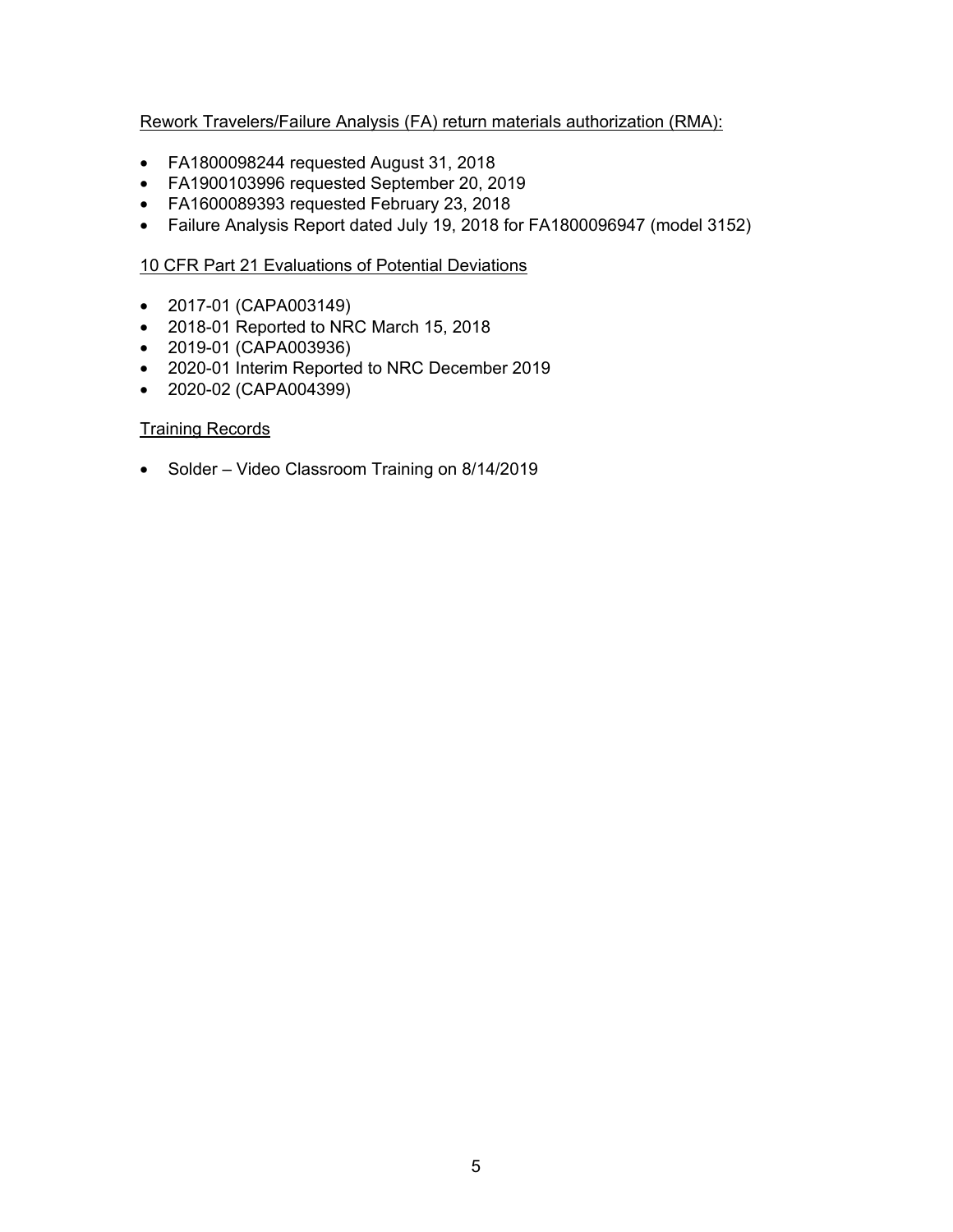Rework Travelers/Failure Analysis (FA) return materials authorization (RMA):

- FA1800098244 requested August 31, 2018
- FA1900103996 requested September 20, 2019
- FA1600089393 requested February 23, 2018
- Failure Analysis Report dated July 19, 2018 for FA1800096947 (model 3152)

10 CFR Part 21 Evaluations of Potential Deviations

- 2017-01 (CAPA003149)
- 2018-01 Reported to NRC March 15, 2018
- 2019-01 (CAPA003936)
- 2020-01 Interim Reported to NRC December 2019
- 2020-02 (CAPA004399)

Training Records

- Solder – Video Classroom Training on 8/14/2019